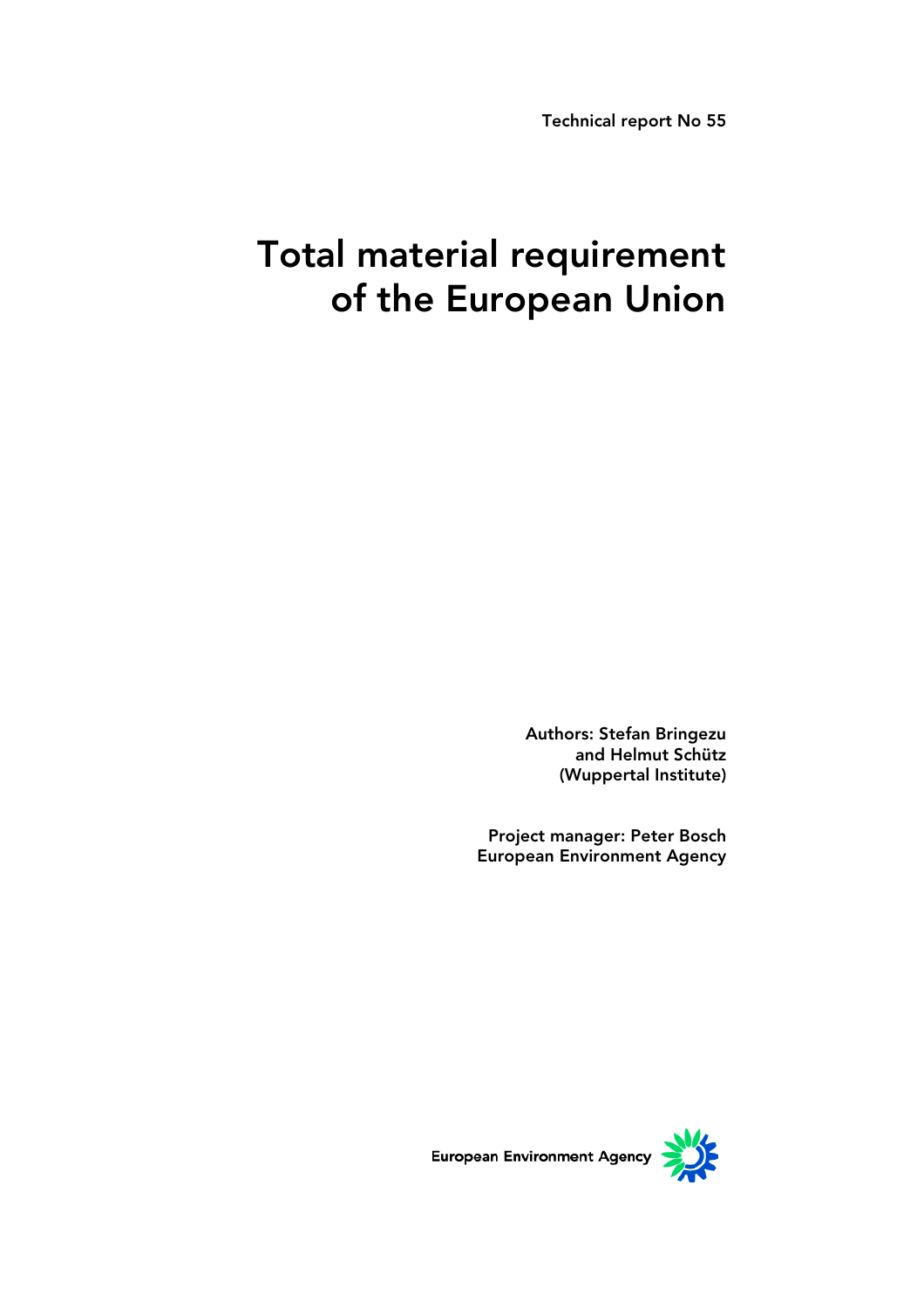Technical report No 55

# Total material requirement of the European Union

Authors: Stefan Bringezu
and Helmut Schütz
(Wuppertal Institute)

Project manager: Peter Bosch
European Environment Agency

European Environment Agency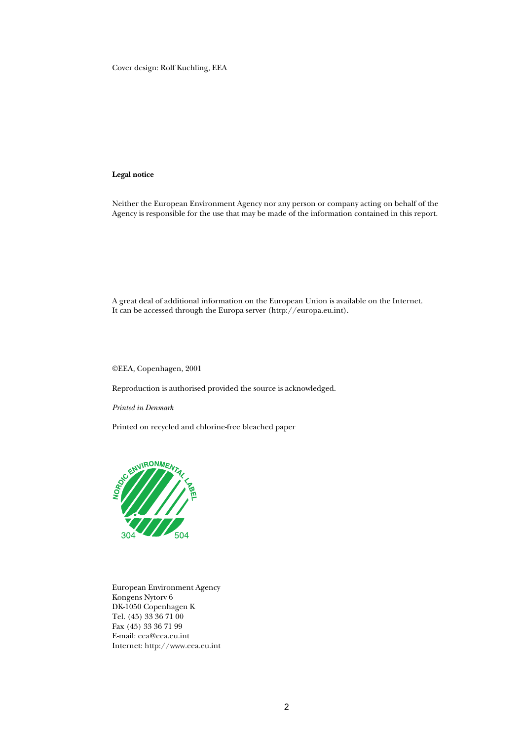Cover design: Rolf Kuchling, EEA

**Legal notice**

Neither the European Environment Agency nor any person or company acting on behalf of the Agency is responsible for the use that may be made of the information contained in this report.

A great deal of additional information on the European Union is available on the Internet. It can be accessed through the Europa server (http://europa.eu.int).

©EEA, Copenhagen, 2001

Reproduction is authorised provided the source is acknowledged.

*Printed in Denmark*

Printed on recycled and chlorine-free bleached paper

NORDIC ENVIRONMENTAL LABEL

304 504

European Environment Agency
Kongens Nytorv 6
DK-1050 Copenhagen K
Tel. (45) 33 36 71 00
Fax (45) 33 36 71 99
E-mail: eea@eea.eu.int
Internet: http://www.eea.eu.int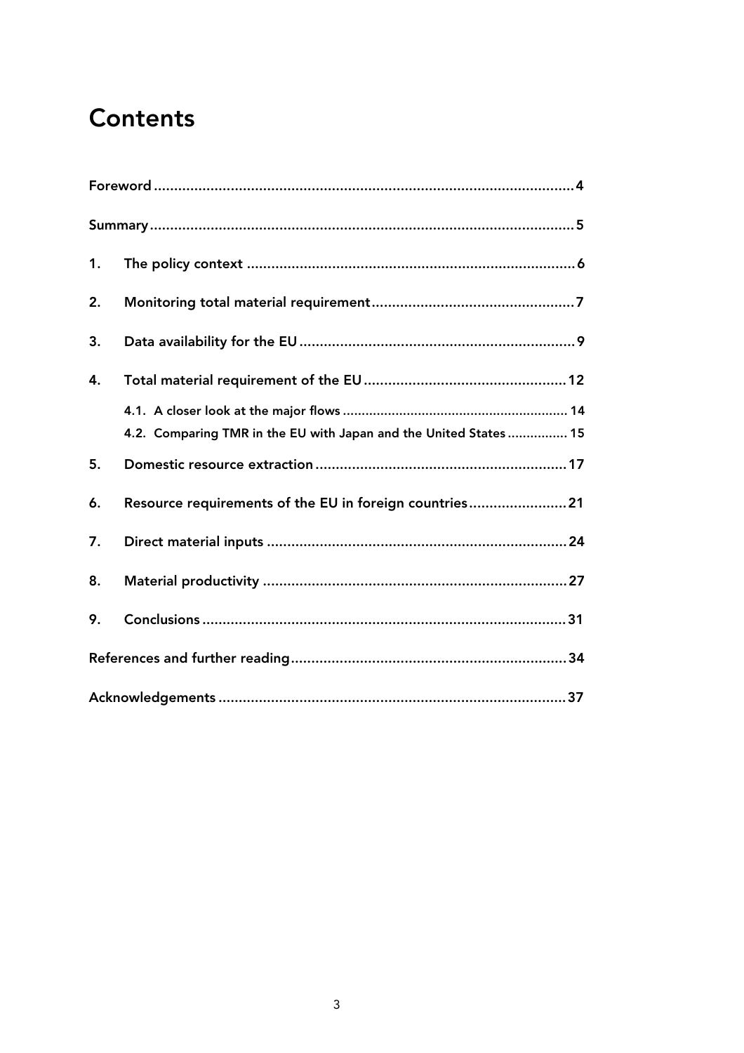# Contents

Foreword ........................................................................................................ 4

Summary ......................................................................................................... 5

1. The policy context ................................................................................. 6

2. Monitoring total material requirement .................................................. 7

3. Data availability for the EU .................................................................... 9

4. Total material requirement of the EU .................................................. 12

   4.1. A closer look at the major flows ........................................................... 14

   4.2. Comparing TMR in the EU with Japan and the United States ................ 15

5. Domestic resource extraction .............................................................. 17

6. Resource requirements of the EU in foreign countries ........................ 21

7. Direct material inputs .......................................................................... 24

8. Material productivity ........................................................................... 27

9. Conclusions ......................................................................................... 31

References and further reading .................................................................... 34

Acknowledgements ..................................................................................... 37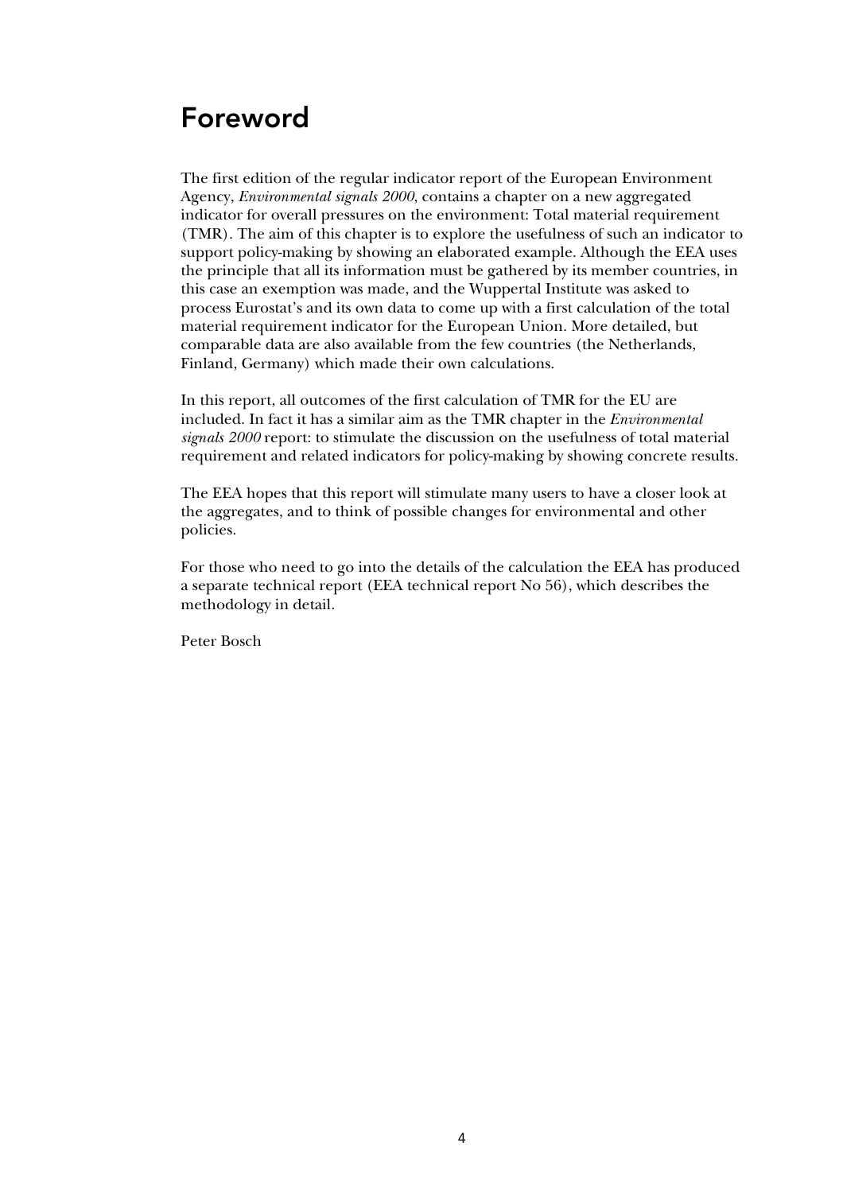# Foreword

The first edition of the regular indicator report of the European Environment Agency, *Environmental signals 2000*, contains a chapter on a new aggregated indicator for overall pressures on the environment: Total material requirement (TMR). The aim of this chapter is to explore the usefulness of such an indicator to support policy-making by showing an elaborated example. Although the EEA uses the principle that all its information must be gathered by its member countries, in this case an exemption was made, and the Wuppertal Institute was asked to process Eurostat's and its own data to come up with a first calculation of the total material requirement indicator for the European Union. More detailed, but comparable data are also available from the few countries (the Netherlands, Finland, Germany) which made their own calculations.

In this report, all outcomes of the first calculation of TMR for the EU are included. In fact it has a similar aim as the TMR chapter in the *Environmental signals 2000* report: to stimulate the discussion on the usefulness of total material requirement and related indicators for policy-making by showing concrete results.

The EEA hopes that this report will stimulate many users to have a closer look at the aggregates, and to think of possible changes for environmental and other policies.

For those who need to go into the details of the calculation the EEA has produced a separate technical report (EEA technical report No 56), which describes the methodology in detail.

Peter Bosch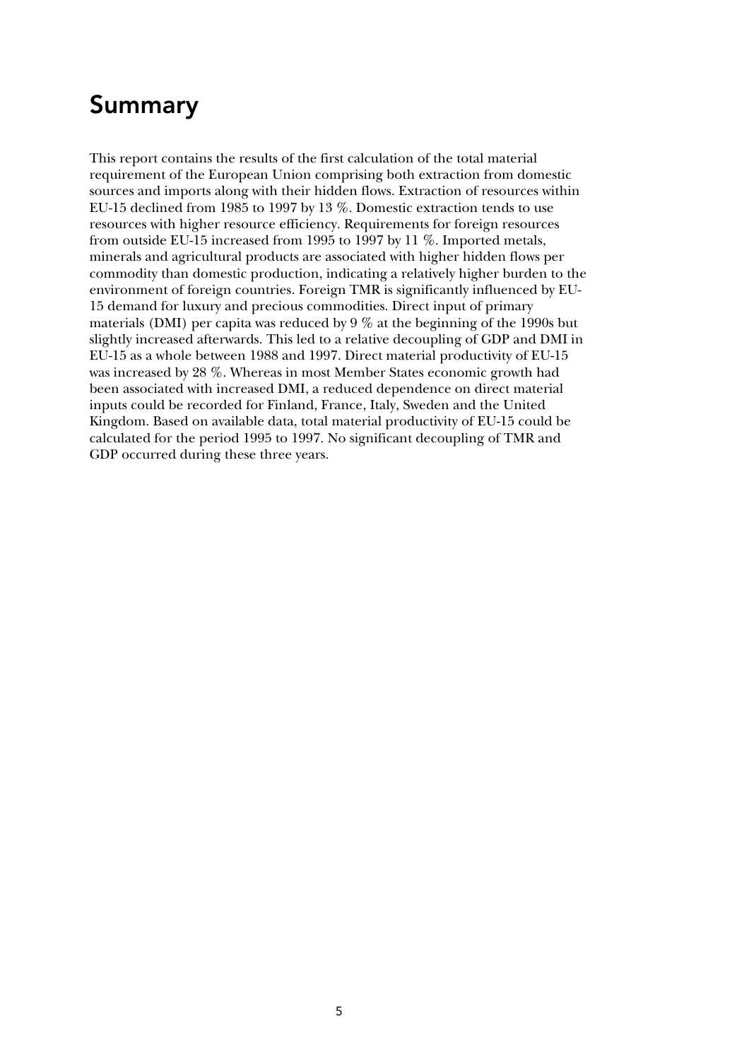# Summary

This report contains the results of the first calculation of the total material requirement of the European Union comprising both extraction from domestic sources and imports along with their hidden flows. Extraction of resources within EU-15 declined from 1985 to 1997 by 13 %. Domestic extraction tends to use resources with higher resource efficiency. Requirements for foreign resources from outside EU-15 increased from 1995 to 1997 by 11 %. Imported metals, minerals and agricultural products are associated with higher hidden flows per commodity than domestic production, indicating a relatively higher burden to the environment of foreign countries. Foreign TMR is significantly influenced by EU-15 demand for luxury and precious commodities. Direct input of primary materials (DMI) per capita was reduced by 9 % at the beginning of the 1990s but slightly increased afterwards. This led to a relative decoupling of GDP and DMI in EU-15 as a whole between 1988 and 1997. Direct material productivity of EU-15 was increased by 28 %. Whereas in most Member States economic growth had been associated with increased DMI, a reduced dependence on direct material inputs could be recorded for Finland, France, Italy, Sweden and the United Kingdom. Based on available data, total material productivity of EU-15 could be calculated for the period 1995 to 1997. No significant decoupling of TMR and GDP occurred during these three years.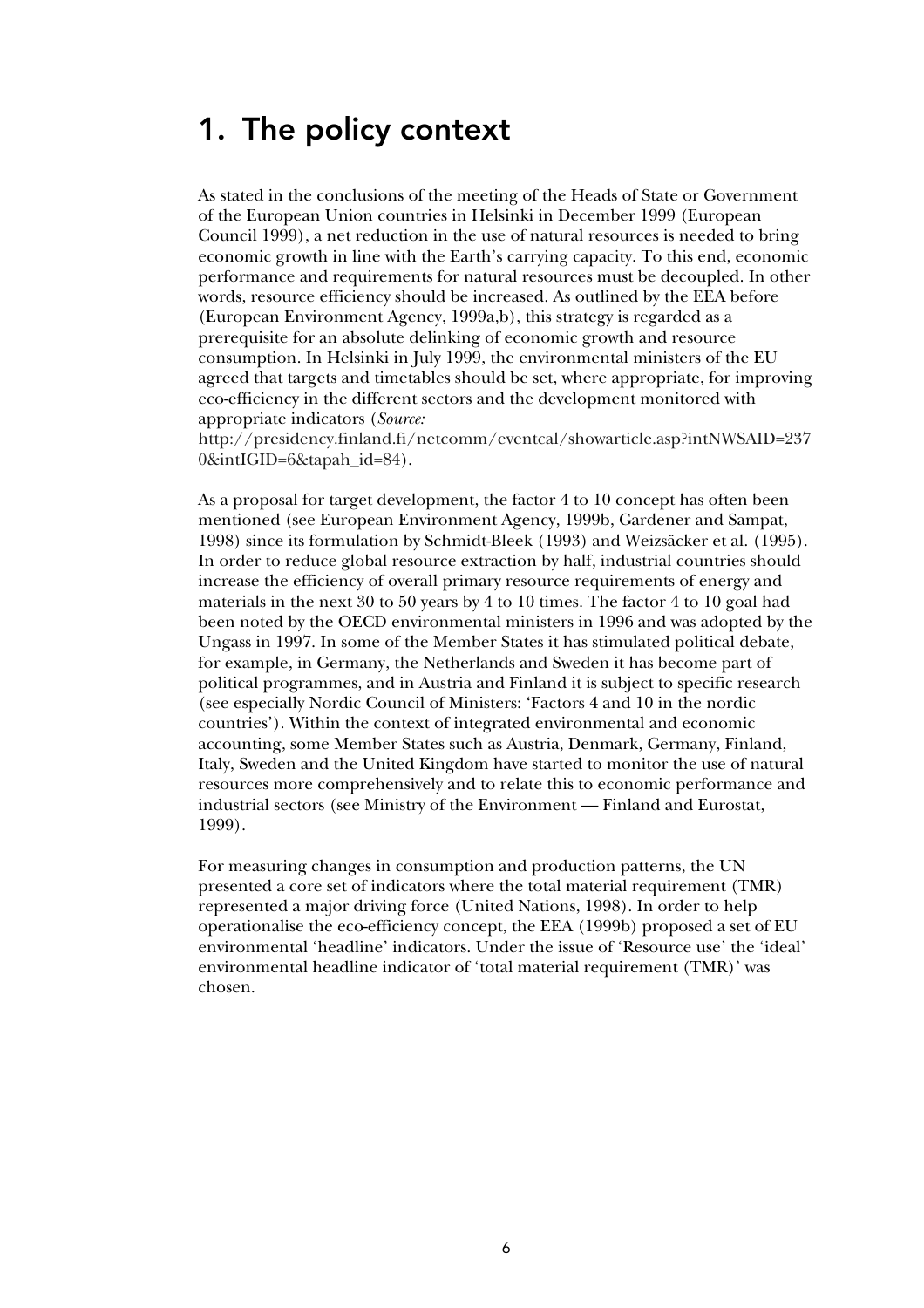# 1. The policy context

As stated in the conclusions of the meeting of the Heads of State or Government of the European Union countries in Helsinki in December 1999 (European Council 1999), a net reduction in the use of natural resources is needed to bring economic growth in line with the Earth's carrying capacity. To this end, economic performance and requirements for natural resources must be decoupled. In other words, resource efficiency should be increased. As outlined by the EEA before (European Environment Agency, 1999a,b), this strategy is regarded as a prerequisite for an absolute delinking of economic growth and resource consumption. In Helsinki in July 1999, the environmental ministers of the EU agreed that targets and timetables should be set, where appropriate, for improving eco-efficiency in the different sectors and the development monitored with appropriate indicators (*Source:* http://presidency.finland.fi/netcomm/eventcal/showarticle.asp?intNWSAID=2370&intIGID=6&tapah_id=84).

As a proposal for target development, the factor 4 to 10 concept has often been mentioned (see European Environment Agency, 1999b, Gardener and Sampat, 1998) since its formulation by Schmidt-Bleek (1993) and Weizsäcker et al. (1995). In order to reduce global resource extraction by half, industrial countries should increase the efficiency of overall primary resource requirements of energy and materials in the next 30 to 50 years by 4 to 10 times. The factor 4 to 10 goal had been noted by the OECD environmental ministers in 1996 and was adopted by the Ungass in 1997. In some of the Member States it has stimulated political debate, for example, in Germany, the Netherlands and Sweden it has become part of political programmes, and in Austria and Finland it is subject to specific research (see especially Nordic Council of Ministers: 'Factors 4 and 10 in the nordic countries'). Within the context of integrated environmental and economic accounting, some Member States such as Austria, Denmark, Germany, Finland, Italy, Sweden and the United Kingdom have started to monitor the use of natural resources more comprehensively and to relate this to economic performance and industrial sectors (see Ministry of the Environment — Finland and Eurostat, 1999).

For measuring changes in consumption and production patterns, the UN presented a core set of indicators where the total material requirement (TMR) represented a major driving force (United Nations, 1998). In order to help operationalise the eco-efficiency concept, the EEA (1999b) proposed a set of EU environmental 'headline' indicators. Under the issue of 'Resource use' the 'ideal' environmental headline indicator of 'total material requirement (TMR)' was chosen.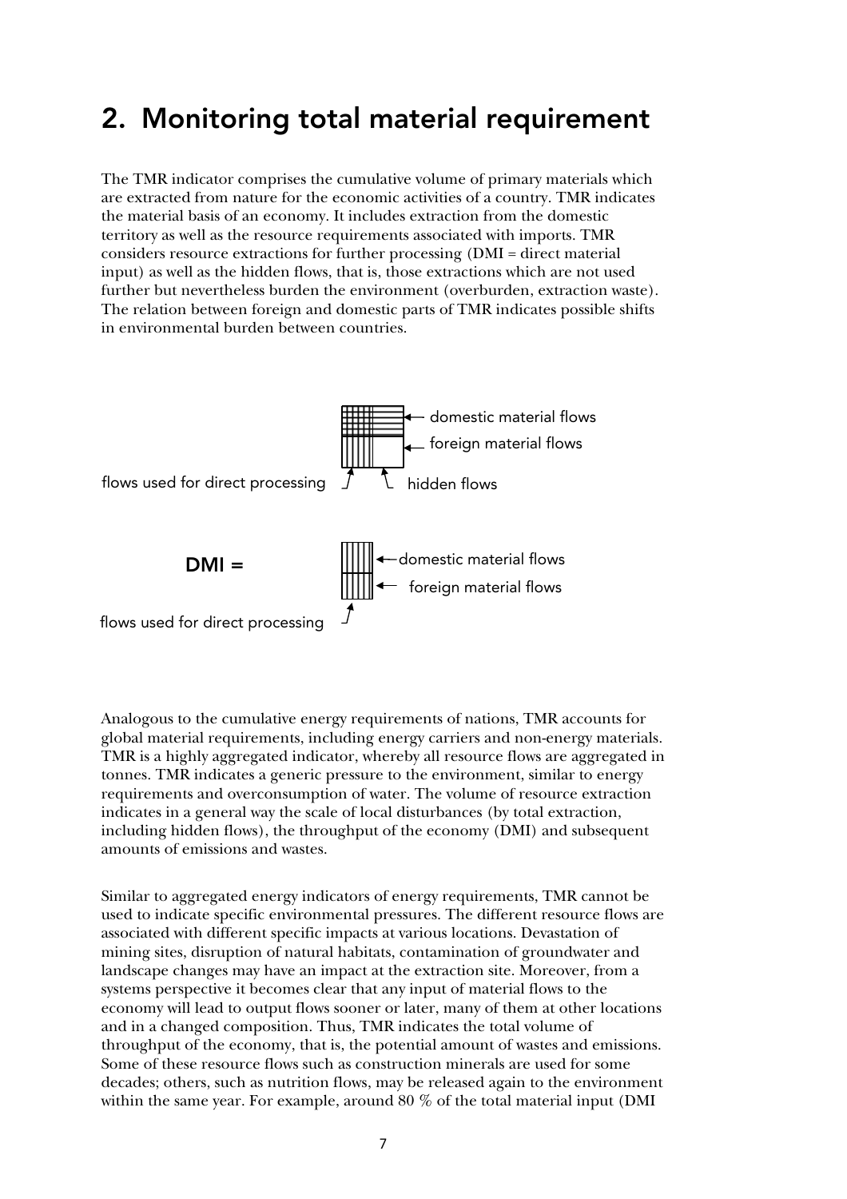## 2. Monitoring total material requirement

The TMR indicator comprises the cumulative volume of primary materials which are extracted from nature for the economic activities of a country. TMR indicates the material basis of an economy. It includes extraction from the domestic territory as well as the resource requirements associated with imports. TMR considers resource extractions for further processing (DMI = direct material input) as well as the hidden flows, that is, those extractions which are not used further but nevertheless burden the environment (overburden, extraction waste). The relation between foreign and domestic parts of TMR indicates possible shifts in environmental burden between countries.

domestic material flows

foreign material flows

flows used for direct processing

hidden flows

**DMI =**

domestic material flows

foreign material flows

flows used for direct processing

Analogous to the cumulative energy requirements of nations, TMR accounts for global material requirements, including energy carriers and non-energy materials. TMR is a highly aggregated indicator, whereby all resource flows are aggregated in tonnes. TMR indicates a generic pressure to the environment, similar to energy requirements and overconsumption of water. The volume of resource extraction indicates in a general way the scale of local disturbances (by total extraction, including hidden flows), the throughput of the economy (DMI) and subsequent amounts of emissions and wastes.

Similar to aggregated energy indicators of energy requirements, TMR cannot be used to indicate specific environmental pressures. The different resource flows are associated with different specific impacts at various locations. Devastation of mining sites, disruption of natural habitats, contamination of groundwater and landscape changes may have an impact at the extraction site. Moreover, from a systems perspective it becomes clear that any input of material flows to the economy will lead to output flows sooner or later, many of them at other locations and in a changed composition. Thus, TMR indicates the total volume of throughput of the economy, that is, the potential amount of wastes and emissions. Some of these resource flows such as construction minerals are used for some decades; others, such as nutrition flows, may be released again to the environment within the same year. For example, around 80 % of the total material input (DMI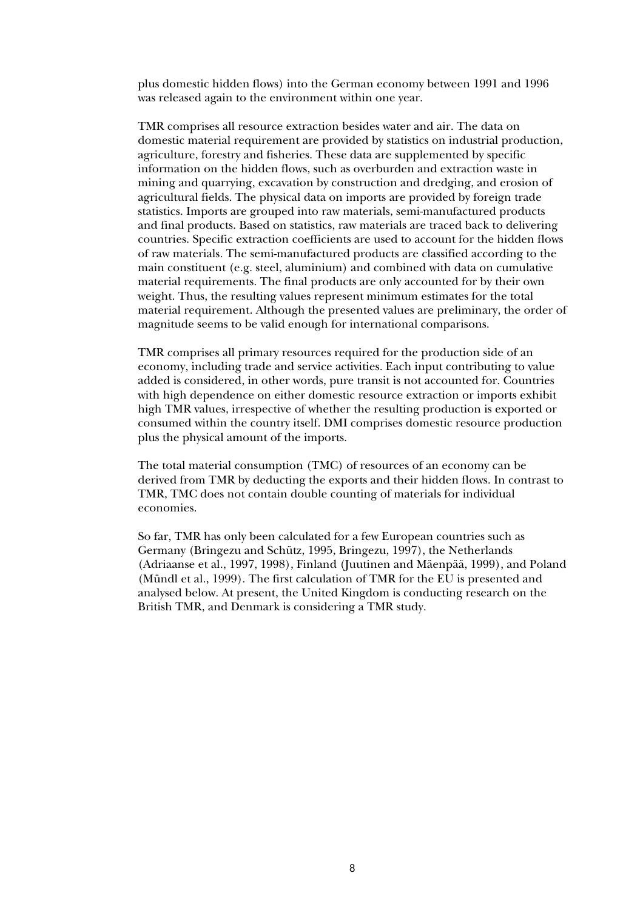plus domestic hidden flows) into the German economy between 1991 and 1996 was released again to the environment within one year.

TMR comprises all resource extraction besides water and air. The data on domestic material requirement are provided by statistics on industrial production, agriculture, forestry and fisheries. These data are supplemented by specific information on the hidden flows, such as overburden and extraction waste in mining and quarrying, excavation by construction and dredging, and erosion of agricultural fields. The physical data on imports are provided by foreign trade statistics. Imports are grouped into raw materials, semi-manufactured products and final products. Based on statistics, raw materials are traced back to delivering countries. Specific extraction coefficients are used to account for the hidden flows of raw materials. The semi-manufactured products are classified according to the main constituent (e.g. steel, aluminium) and combined with data on cumulative material requirements. The final products are only accounted for by their own weight. Thus, the resulting values represent minimum estimates for the total material requirement. Although the presented values are preliminary, the order of magnitude seems to be valid enough for international comparisons.

TMR comprises all primary resources required for the production side of an economy, including trade and service activities. Each input contributing to value added is considered, in other words, pure transit is not accounted for. Countries with high dependence on either domestic resource extraction or imports exhibit high TMR values, irrespective of whether the resulting production is exported or consumed within the country itself. DMI comprises domestic resource production plus the physical amount of the imports.

The total material consumption (TMC) of resources of an economy can be derived from TMR by deducting the exports and their hidden flows. In contrast to TMR, TMC does not contain double counting of materials for individual economies.

So far, TMR has only been calculated for a few European countries such as Germany (Bringezu and Schütz, 1995, Bringezu, 1997), the Netherlands (Adriaanse et al., 1997, 1998), Finland (Juutinen and Mäenpää, 1999), and Poland (Mündl et al., 1999). The first calculation of TMR for the EU is presented and analysed below. At present, the United Kingdom is conducting research on the British TMR, and Denmark is considering a TMR study.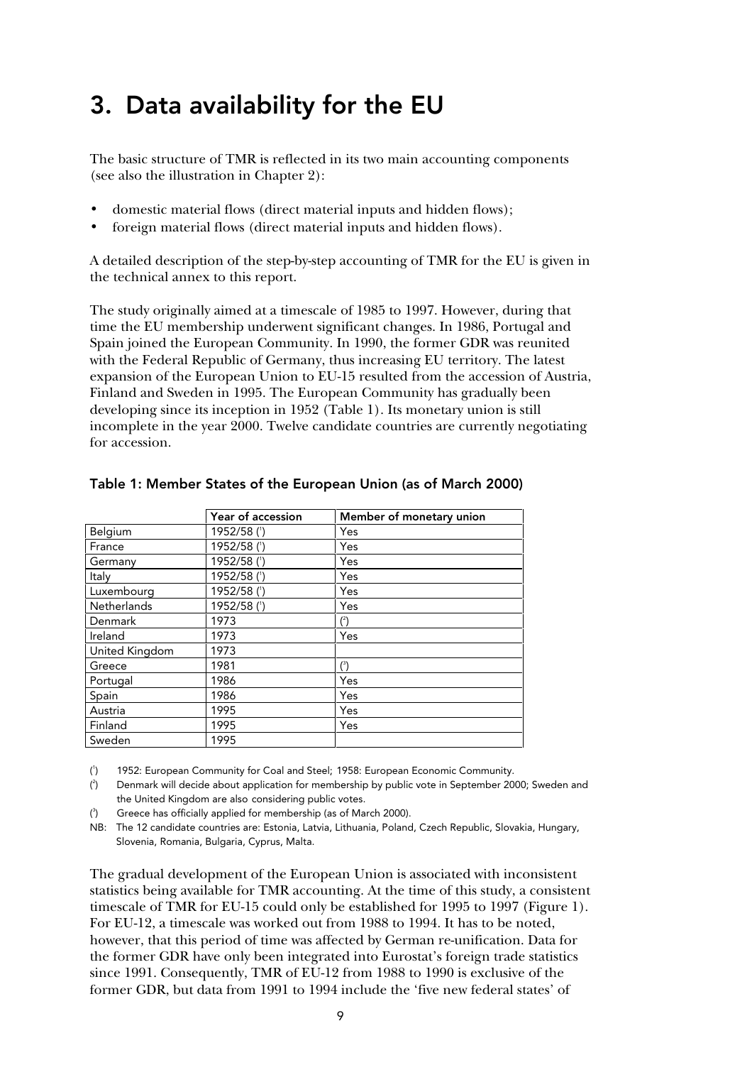# 3. Data availability for the EU

The basic structure of TMR is reflected in its two main accounting components (see also the illustration in Chapter 2):

- domestic material flows (direct material inputs and hidden flows);
- foreign material flows (direct material inputs and hidden flows).

A detailed description of the step-by-step accounting of TMR for the EU is given in the technical annex to this report.

The study originally aimed at a timescale of 1985 to 1997. However, during that time the EU membership underwent significant changes. In 1986, Portugal and Spain joined the European Community. In 1990, the former GDR was reunited with the Federal Republic of Germany, thus increasing EU territory. The latest expansion of the European Union to EU-15 resulted from the accession of Austria, Finland and Sweden in 1995. The European Community has gradually been developing since its inception in 1952 (Table 1). Its monetary union is still incomplete in the year 2000. Twelve candidate countries are currently negotiating for accession.

### Table 1: Member States of the European Union (as of March 2000)

| | Year of accession | Member of monetary union |
|---|---|---|
| Belgium | 1952/58 (1) | Yes |
| France | 1952/58 (1) | Yes |
| Germany | 1952/58 (1) | Yes |
| Italy | 1952/58 (1) | Yes |
| Luxembourg | 1952/58 (1) | Yes |
| Netherlands | 1952/58 (1) | Yes |
| Denmark | 1973 | (2) |
| Ireland | 1973 | Yes |
| United Kingdom | 1973 | |
| Greece | 1981 | (3) |
| Portugal | 1986 | Yes |
| Spain | 1986 | Yes |
| Austria | 1995 | Yes |
| Finland | 1995 | Yes |
| Sweden | 1995 | |

(1) 1952: European Community for Coal and Steel; 1958: European Economic Community.

(2) Denmark will decide about application for membership by public vote in September 2000; Sweden and the United Kingdom are also considering public votes.

(3) Greece has officially applied for membership (as of March 2000).

NB: The 12 candidate countries are: Estonia, Latvia, Lithuania, Poland, Czech Republic, Slovakia, Hungary, Slovenia, Romania, Bulgaria, Cyprus, Malta.

The gradual development of the European Union is associated with inconsistent statistics being available for TMR accounting. At the time of this study, a consistent timescale of TMR for EU-15 could only be established for 1995 to 1997 (Figure 1). For EU-12, a timescale was worked out from 1988 to 1994. It has to be noted, however, that this period of time was affected by German re-unification. Data for the former GDR have only been integrated into Eurostat's foreign trade statistics since 1991. Consequently, TMR of EU-12 from 1988 to 1990 is exclusive of the former GDR, but data from 1991 to 1994 include the 'five new federal states' of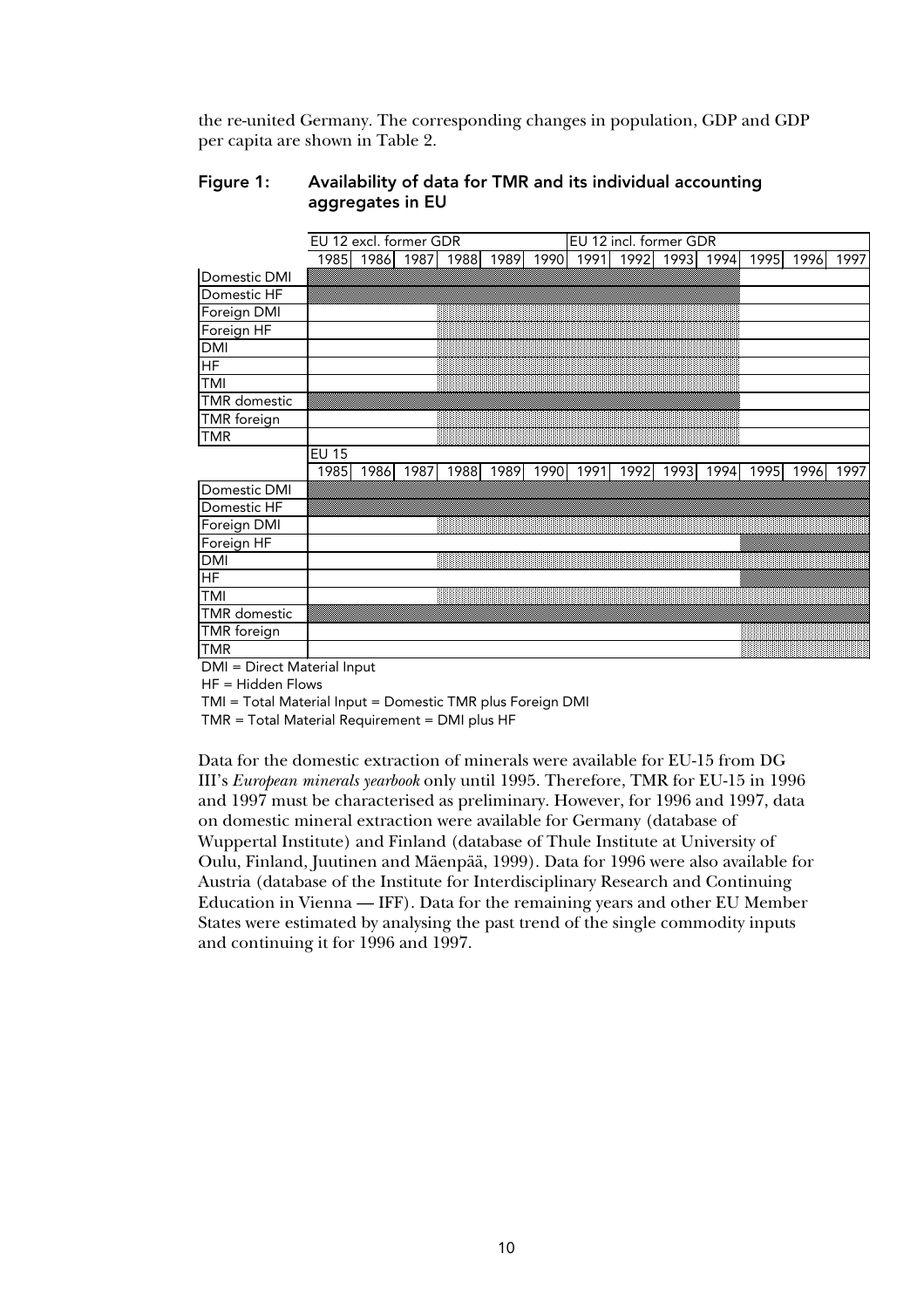the re-united Germany. The corresponding changes in population, GDP and GDP per capita are shown in Table 2.

**Figure 1: Availability of data for TMR and its individual accounting aggregates in EU**

| | EU 12 excl. former GDR | | | | | | EU 12 incl. former GDR | | | | | | |
|---|---|---|---|---|---|---|---|---|---|---|---|---|---|
| | 1985 | 1986 | 1987 | 1988 | 1989 | 1990 | 1991 | 1992 | 1993 | 1994 | 1995 | 1996 | 1997 |
| Domestic DMI | | | | | | | | | | | | | |
| Domestic HF | | | | | | | | | | | | | |
| Foreign DMI | | | | | | | | | | | | | |
| Foreign HF | | | | | | | | | | | | | |
| DMI | | | | | | | | | | | | | |
| HF | | | | | | | | | | | | | |
| TMI | | | | | | | | | | | | | |
| TMR domestic | | | | | | | | | | | | | |
| TMR foreign | | | | | | | | | | | | | |
| TMR | | | | | | | | | | | | | |
| | EU 15 | | | | | | | | | | | | |
| | 1985 | 1986 | 1987 | 1988 | 1989 | 1990 | 1991 | 1992 | 1993 | 1994 | 1995 | 1996 | 1997 |
| Domestic DMI | | | | | | | | | | | | | |
| Domestic HF | | | | | | | | | | | | | |
| Foreign DMI | | | | | | | | | | | | | |
| Foreign HF | | | | | | | | | | | | | |
| DMI | | | | | | | | | | | | | |
| HF | | | | | | | | | | | | | |
| TMI | | | | | | | | | | | | | |
| TMR domestic | | | | | | | | | | | | | |
| TMR foreign | | | | | | | | | | | | | |
| TMR | | | | | | | | | | | | | |

DMI = Direct Material Input

HF = Hidden Flows

TMI = Total Material Input = Domestic TMR plus Foreign DMI

TMR = Total Material Requirement = DMI plus HF

Data for the domestic extraction of minerals were available for EU-15 from DG III's *European minerals yearbook* only until 1995. Therefore, TMR for EU-15 in 1996 and 1997 must be characterised as preliminary. However, for 1996 and 1997, data on domestic mineral extraction were available for Germany (database of Wuppertal Institute) and Finland (database of Thule Institute at University of Oulu, Finland, Juutinen and Mäenpää, 1999). Data for 1996 were also available for Austria (database of the Institute for Interdisciplinary Research and Continuing Education in Vienna — IFF). Data for the remaining years and other EU Member States were estimated by analysing the past trend of the single commodity inputs and continuing it for 1996 and 1997.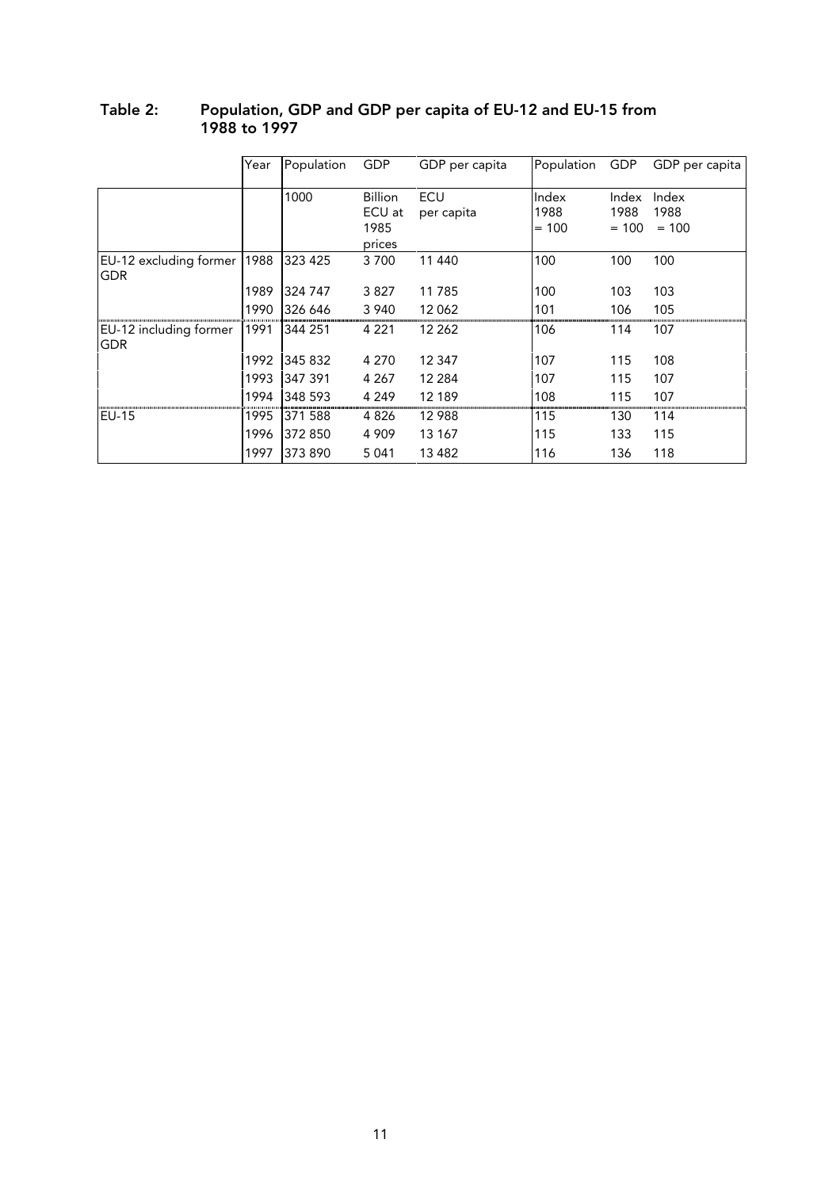## Table 2: Population, GDP and GDP per capita of EU-12 and EU-15 from 1988 to 1997

| | Year | Population | GDP | GDP per capita | Population | GDP | GDP per capita |
|---|---|---|---|---|---|---|---|
| | | 1000 | Billion ECU at 1985 prices | ECU per capita | Index 1988 = 100 | Index 1988 = 100 | Index 1988 = 100 |
| EU-12 excluding former GDR | 1988 | 323 425 | 3 700 | 11 440 | 100 | 100 | 100 |
| | 1989 | 324 747 | 3 827 | 11 785 | 100 | 103 | 103 |
| | 1990 | 326 646 | 3 940 | 12 062 | 101 | 106 | 105 |
| EU-12 including former GDR | 1991 | 344 251 | 4 221 | 12 262 | 106 | 114 | 107 |
| | 1992 | 345 832 | 4 270 | 12 347 | 107 | 115 | 108 |
| | 1993 | 347 391 | 4 267 | 12 284 | 107 | 115 | 107 |
| | 1994 | 348 593 | 4 249 | 12 189 | 108 | 115 | 107 |
| EU-15 | 1995 | 371 588 | 4 826 | 12 988 | 115 | 130 | 114 |
| | 1996 | 372 850 | 4 909 | 13 167 | 115 | 133 | 115 |
| | 1997 | 373 890 | 5 041 | 13 482 | 116 | 136 | 118 |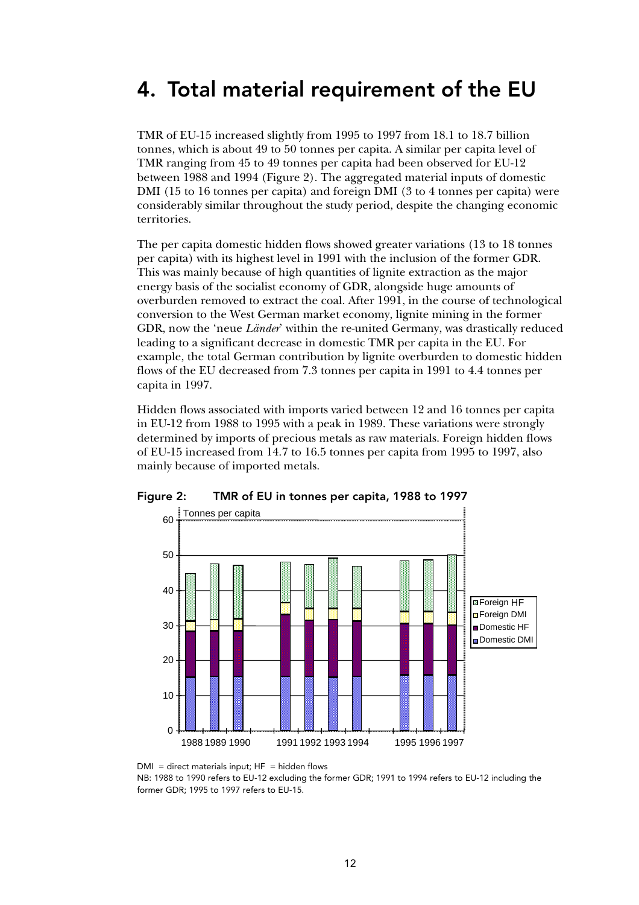# 4. Total material requirement of the EU

TMR of EU-15 increased slightly from 1995 to 1997 from 18.1 to 18.7 billion tonnes, which is about 49 to 50 tonnes per capita. A similar per capita level of TMR ranging from 45 to 49 tonnes per capita had been observed for EU-12 between 1988 and 1994 (Figure 2). The aggregated material inputs of domestic DMI (15 to 16 tonnes per capita) and foreign DMI (3 to 4 tonnes per capita) were considerably similar throughout the study period, despite the changing economic territories.

The per capita domestic hidden flows showed greater variations (13 to 18 tonnes per capita) with its highest level in 1991 with the inclusion of the former GDR. This was mainly because of high quantities of lignite extraction as the major energy basis of the socialist economy of GDR, alongside huge amounts of overburden removed to extract the coal. After 1991, in the course of technological conversion to the West German market economy, lignite mining in the former GDR, now the 'neue *Länder*' within the re-united Germany, was drastically reduced leading to a significant decrease in domestic TMR per capita in the EU. For example, the total German contribution by lignite overburden to domestic hidden flows of the EU decreased from 7.3 tonnes per capita in 1991 to 4.4 tonnes per capita in 1997.

Hidden flows associated with imports varied between 12 and 16 tonnes per capita in EU-12 from 1988 to 1995 with a peak in 1989. These variations were strongly determined by imports of precious metals as raw materials. Foreign hidden flows of EU-15 increased from 14.7 to 16.5 tonnes per capita from 1995 to 1997, also mainly because of imported metals.

**Figure 2: TMR of EU in tonnes per capita, 1988 to 1997**

DMI = direct materials input; HF = hidden flows

NB: 1988 to 1990 refers to EU-12 excluding the former GDR; 1991 to 1994 refers to EU-12 including the former GDR; 1995 to 1997 refers to EU-15.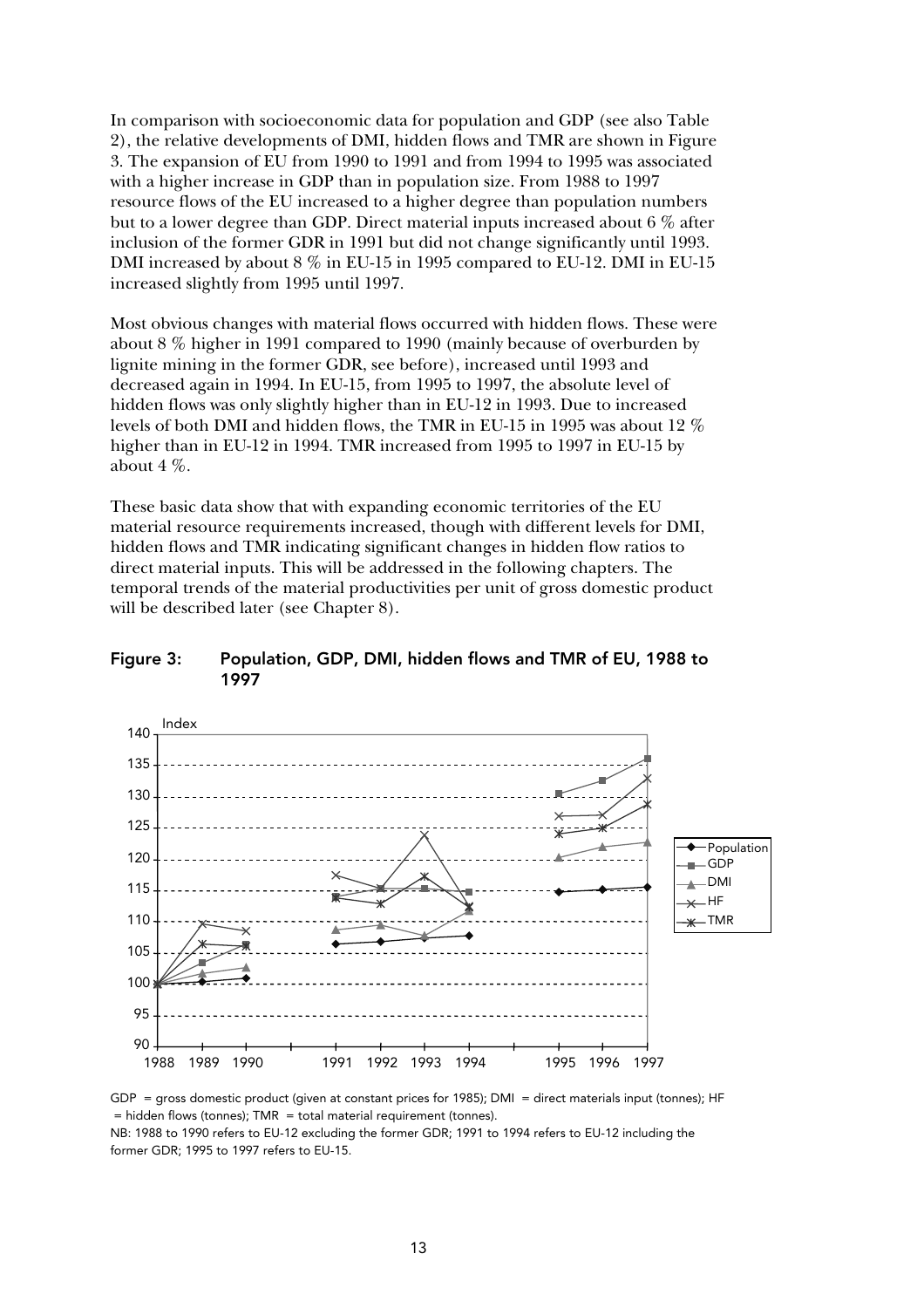In comparison with socioeconomic data for population and GDP (see also Table 2), the relative developments of DMI, hidden flows and TMR are shown in Figure 3. The expansion of EU from 1990 to 1991 and from 1994 to 1995 was associated with a higher increase in GDP than in population size. From 1988 to 1997 resource flows of the EU increased to a higher degree than population numbers but to a lower degree than GDP. Direct material inputs increased about 6 % after inclusion of the former GDR in 1991 but did not change significantly until 1993. DMI increased by about 8 % in EU-15 in 1995 compared to EU-12. DMI in EU-15 increased slightly from 1995 until 1997.

Most obvious changes with material flows occurred with hidden flows. These were about 8 % higher in 1991 compared to 1990 (mainly because of overburden by lignite mining in the former GDR, see before), increased until 1993 and decreased again in 1994. In EU-15, from 1995 to 1997, the absolute level of hidden flows was only slightly higher than in EU-12 in 1993. Due to increased levels of both DMI and hidden flows, the TMR in EU-15 in 1995 was about 12 % higher than in EU-12 in 1994. TMR increased from 1995 to 1997 in EU-15 by about 4 %.

These basic data show that with expanding economic territories of the EU material resource requirements increased, though with different levels for DMI, hidden flows and TMR indicating significant changes in hidden flow ratios to direct material inputs. This will be addressed in the following chapters. The temporal trends of the material productivities per unit of gross domestic product will be described later (see Chapter 8).

#### Figure 3: Population, GDP, DMI, hidden flows and TMR of EU, 1988 to 1997

GDP = gross domestic product (given at constant prices for 1985); DMI = direct materials input (tonnes); HF = hidden flows (tonnes); TMR = total material requirement (tonnes).

NB: 1988 to 1990 refers to EU-12 excluding the former GDR; 1991 to 1994 refers to EU-12 including the former GDR; 1995 to 1997 refers to EU-15.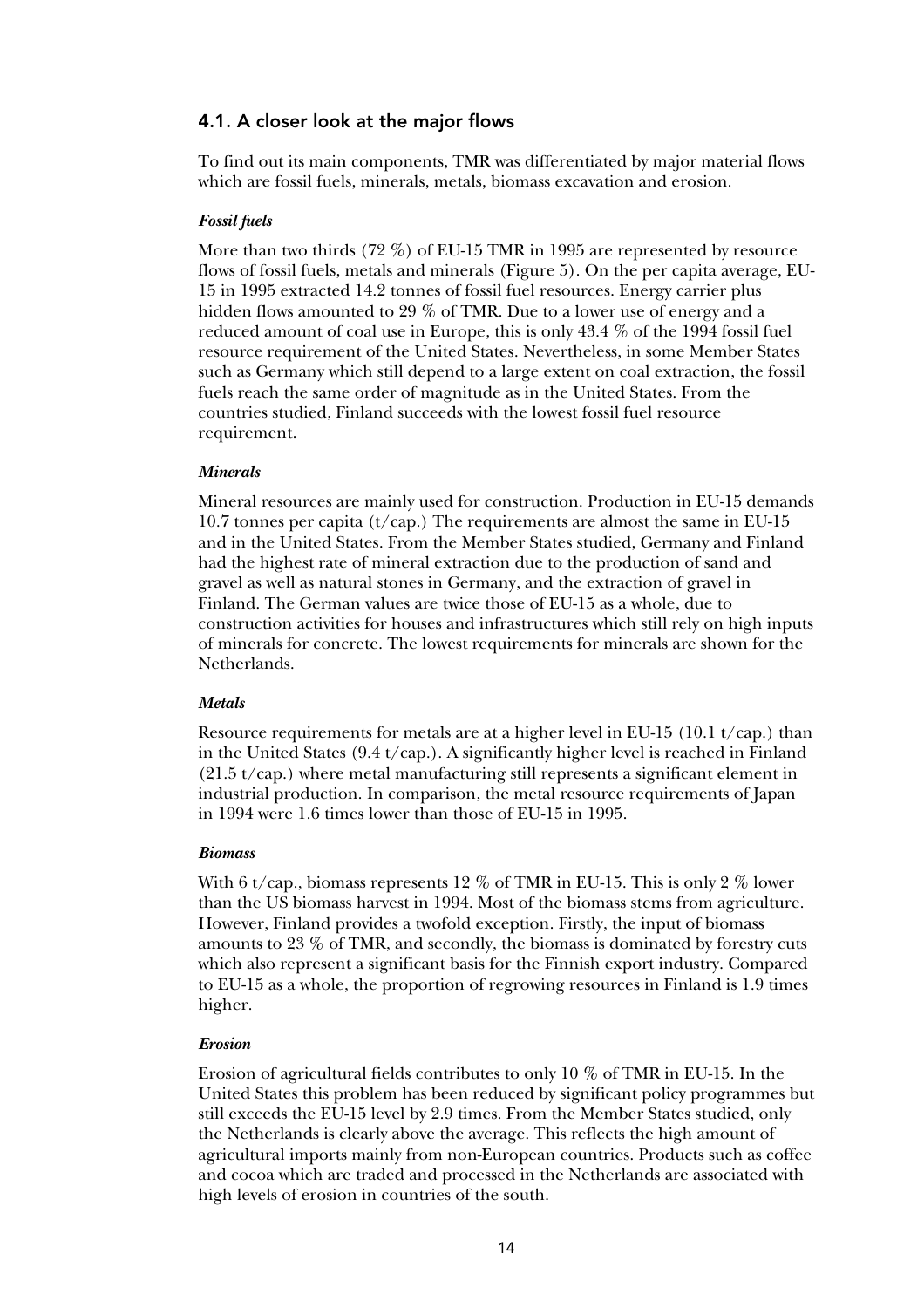## 4.1. A closer look at the major flows

To find out its main components, TMR was differentiated by major material flows which are fossil fuels, minerals, metals, biomass excavation and erosion.

### *Fossil fuels*

More than two thirds (72 %) of EU-15 TMR in 1995 are represented by resource flows of fossil fuels, metals and minerals (Figure 5). On the per capita average, EU-15 in 1995 extracted 14.2 tonnes of fossil fuel resources. Energy carrier plus hidden flows amounted to 29 % of TMR. Due to a lower use of energy and a reduced amount of coal use in Europe, this is only 43.4 % of the 1994 fossil fuel resource requirement of the United States. Nevertheless, in some Member States such as Germany which still depend to a large extent on coal extraction, the fossil fuels reach the same order of magnitude as in the United States. From the countries studied, Finland succeeds with the lowest fossil fuel resource requirement.

### *Minerals*

Mineral resources are mainly used for construction. Production in EU-15 demands 10.7 tonnes per capita (t/cap.) The requirements are almost the same in EU-15 and in the United States. From the Member States studied, Germany and Finland had the highest rate of mineral extraction due to the production of sand and gravel as well as natural stones in Germany, and the extraction of gravel in Finland. The German values are twice those of EU-15 as a whole, due to construction activities for houses and infrastructures which still rely on high inputs of minerals for concrete. The lowest requirements for minerals are shown for the Netherlands.

### *Metals*

Resource requirements for metals are at a higher level in EU-15 (10.1 t/cap.) than in the United States (9.4 t/cap.). A significantly higher level is reached in Finland (21.5 t/cap.) where metal manufacturing still represents a significant element in industrial production. In comparison, the metal resource requirements of Japan in 1994 were 1.6 times lower than those of EU-15 in 1995.

### *Biomass*

With 6 t/cap., biomass represents 12 % of TMR in EU-15. This is only 2 % lower than the US biomass harvest in 1994. Most of the biomass stems from agriculture. However, Finland provides a twofold exception. Firstly, the input of biomass amounts to 23 % of TMR, and secondly, the biomass is dominated by forestry cuts which also represent a significant basis for the Finnish export industry. Compared to EU-15 as a whole, the proportion of regrowing resources in Finland is 1.9 times higher.

### *Erosion*

Erosion of agricultural fields contributes to only 10 % of TMR in EU-15. In the United States this problem has been reduced by significant policy programmes but still exceeds the EU-15 level by 2.9 times. From the Member States studied, only the Netherlands is clearly above the average. This reflects the high amount of agricultural imports mainly from non-European countries. Products such as coffee and cocoa which are traded and processed in the Netherlands are associated with high levels of erosion in countries of the south.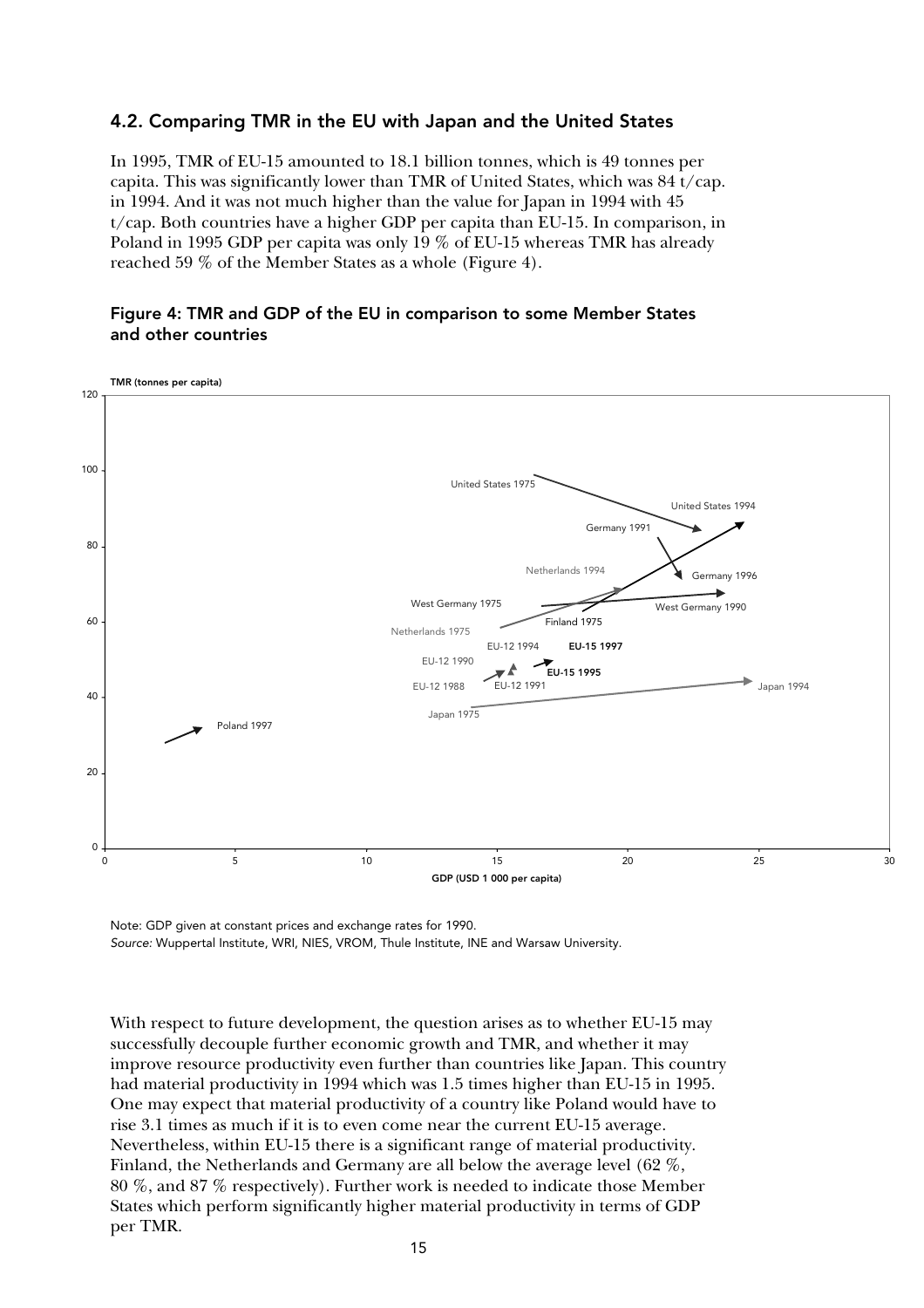## 4.2. Comparing TMR in the EU with Japan and the United States

In 1995, TMR of EU-15 amounted to 18.1 billion tonnes, which is 49 tonnes per capita. This was significantly lower than TMR of United States, which was 84 t/cap. in 1994. And it was not much higher than the value for Japan in 1994 with 45 t/cap. Both countries have a higher GDP per capita than EU-15. In comparison, in Poland in 1995 GDP per capita was only 19 % of EU-15 whereas TMR has already reached 59 % of the Member States as a whole (Figure 4).

### Figure 4: TMR and GDP of the EU in comparison to some Member States and other countries

Note: GDP given at constant prices and exchange rates for 1990.
*Source:* Wuppertal Institute, WRI, NIES, VROM, Thule Institute, INE and Warsaw University.

With respect to future development, the question arises as to whether EU-15 may successfully decouple further economic growth and TMR, and whether it may improve resource productivity even further than countries like Japan. This country had material productivity in 1994 which was 1.5 times higher than EU-15 in 1995. One may expect that material productivity of a country like Poland would have to rise 3.1 times as much if it is to even come near the current EU-15 average. Nevertheless, within EU-15 there is a significant range of material productivity. Finland, the Netherlands and Germany are all below the average level (62 %, 80 %, and 87 % respectively). Further work is needed to indicate those Member States which perform significantly higher material productivity in terms of GDP per TMR.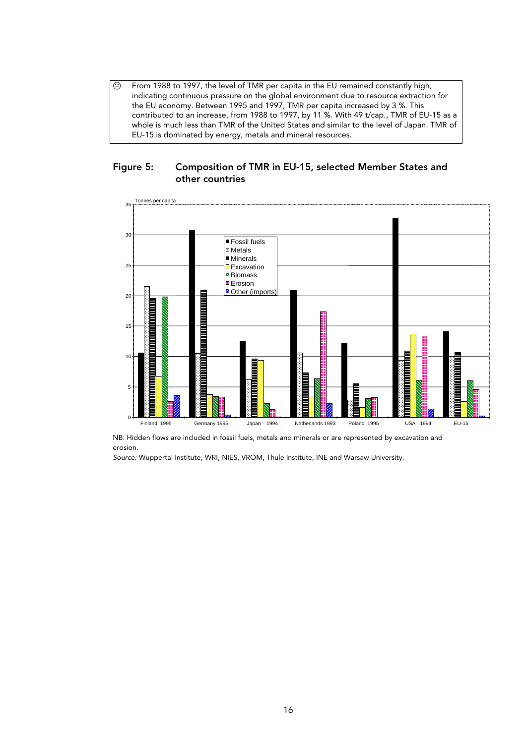☹ From 1988 to 1997, the level of TMR per capita in the EU remained constantly high, indicating continuous pressure on the global environment due to resource extraction for the EU economy. Between 1995 and 1997, TMR per capita increased by 3 %. This contributed to an increase, from 1988 to 1997, by 11 %. With 49 t/cap., TMR of EU-15 as a whole is much less than TMR of the United States and similar to the level of Japan. TMR of EU-15 is dominated by energy, metals and mineral resources.

## Figure 5: Composition of TMR in EU-15, selected Member States and other countries

NB: Hidden flows are included in fossil fuels, metals and minerals or are represented by excavation and erosion.

*Source:* Wuppertal Institute, WRI, NIES, VROM, Thule Institute, INE and Warsaw University.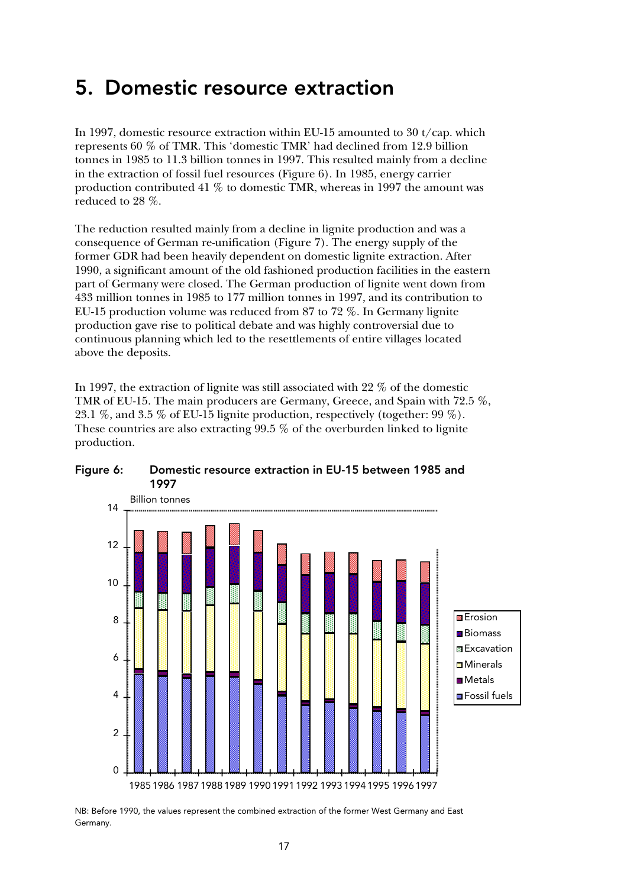# 5. Domestic resource extraction

In 1997, domestic resource extraction within EU-15 amounted to 30 t/cap. which represents 60 % of TMR. This 'domestic TMR' had declined from 12.9 billion tonnes in 1985 to 11.3 billion tonnes in 1997. This resulted mainly from a decline in the extraction of fossil fuel resources (Figure 6). In 1985, energy carrier production contributed 41 % to domestic TMR, whereas in 1997 the amount was reduced to 28 %.

The reduction resulted mainly from a decline in lignite production and was a consequence of German re-unification (Figure 7). The energy supply of the former GDR had been heavily dependent on domestic lignite extraction. After 1990, a significant amount of the old fashioned production facilities in the eastern part of Germany were closed. The German production of lignite went down from 433 million tonnes in 1985 to 177 million tonnes in 1997, and its contribution to EU-15 production volume was reduced from 87 to 72 %. In Germany lignite production gave rise to political debate and was highly controversial due to continuous planning which led to the resettlements of entire villages located above the deposits.

In 1997, the extraction of lignite was still associated with 22 % of the domestic TMR of EU-15. The main producers are Germany, Greece, and Spain with 72.5 %, 23.1 %, and 3.5 % of EU-15 lignite production, respectively (together: 99 %). These countries are also extracting 99.5 % of the overburden linked to lignite production.

**Figure 6: Domestic resource extraction in EU-15 between 1985 and 1997**

NB: Before 1990, the values represent the combined extraction of the former West Germany and East Germany.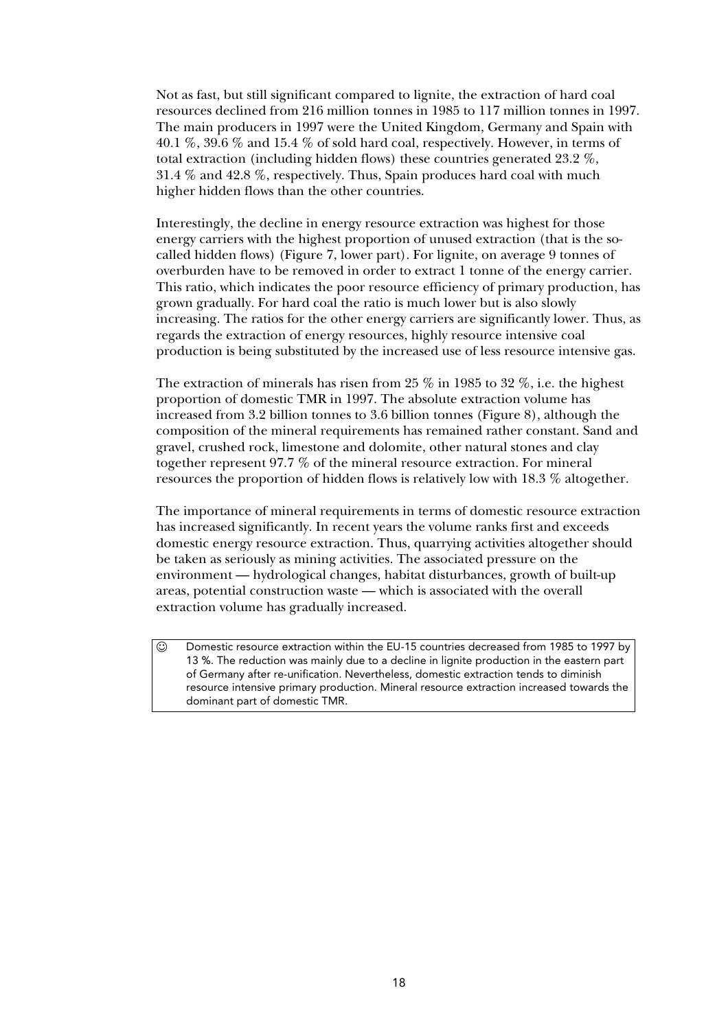Not as fast, but still significant compared to lignite, the extraction of hard coal resources declined from 216 million tonnes in 1985 to 117 million tonnes in 1997. The main producers in 1997 were the United Kingdom, Germany and Spain with 40.1 %, 39.6 % and 15.4 % of sold hard coal, respectively. However, in terms of total extraction (including hidden flows) these countries generated 23.2 %, 31.4 % and 42.8 %, respectively. Thus, Spain produces hard coal with much higher hidden flows than the other countries.

Interestingly, the decline in energy resource extraction was highest for those energy carriers with the highest proportion of unused extraction (that is the so-called hidden flows) (Figure 7, lower part). For lignite, on average 9 tonnes of overburden have to be removed in order to extract 1 tonne of the energy carrier. This ratio, which indicates the poor resource efficiency of primary production, has grown gradually. For hard coal the ratio is much lower but is also slowly increasing. The ratios for the other energy carriers are significantly lower. Thus, as regards the extraction of energy resources, highly resource intensive coal production is being substituted by the increased use of less resource intensive gas.

The extraction of minerals has risen from 25 % in 1985 to 32 %, i.e. the highest proportion of domestic TMR in 1997. The absolute extraction volume has increased from 3.2 billion tonnes to 3.6 billion tonnes (Figure 8), although the composition of the mineral requirements has remained rather constant. Sand and gravel, crushed rock, limestone and dolomite, other natural stones and clay together represent 97.7 % of the mineral resource extraction. For mineral resources the proportion of hidden flows is relatively low with 18.3 % altogether.

The importance of mineral requirements in terms of domestic resource extraction has increased significantly. In recent years the volume ranks first and exceeds domestic energy resource extraction. Thus, quarrying activities altogether should be taken as seriously as mining activities. The associated pressure on the environment — hydrological changes, habitat disturbances, growth of built-up areas, potential construction waste — which is associated with the overall extraction volume has gradually increased.

| ☺ | Domestic resource extraction within the EU-15 countries decreased from 1985 to 1997 by 13 %. The reduction was mainly due to a decline in lignite production in the eastern part of Germany after re-unification. Nevertheless, domestic extraction tends to diminish resource intensive primary production. Mineral resource extraction increased towards the dominant part of domestic TMR. |
|---|---|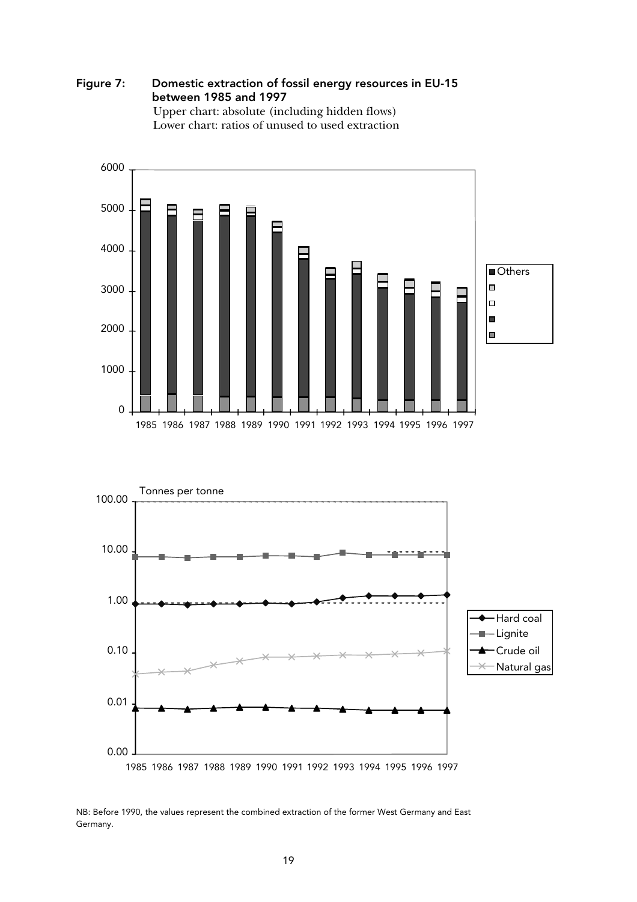**Figure 7: Domestic extraction of fossil energy resources in EU-15 between 1985 and 1997**

Upper chart: absolute (including hidden flows)
Lower chart: ratios of unused to used extraction

NB: Before 1990, the values represent the combined extraction of the former West Germany and East Germany.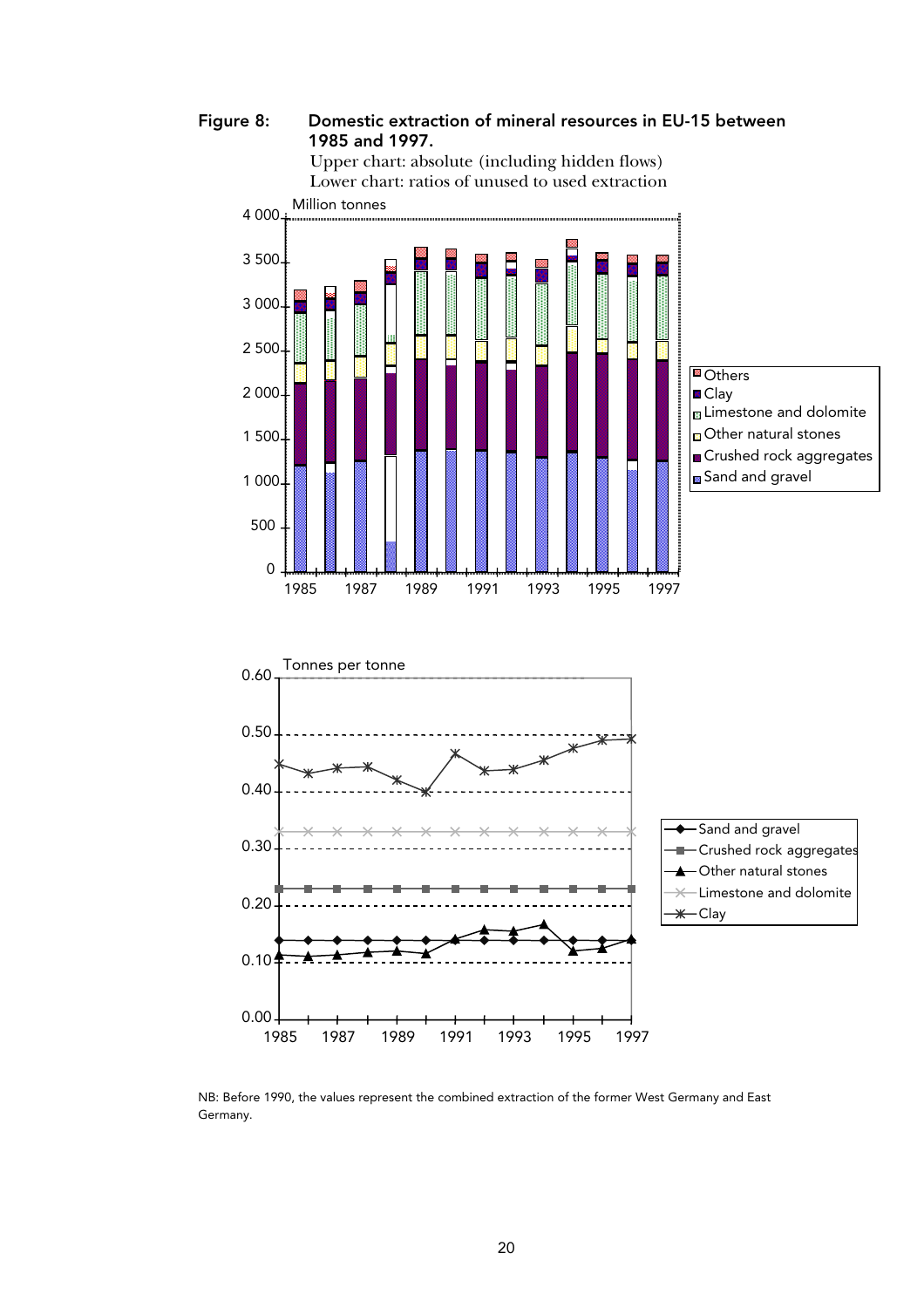**Figure 8: Domestic extraction of mineral resources in EU-15 between 1985 and 1997.**

Upper chart: absolute (including hidden flows)
Lower chart: ratios of unused to used extraction

NB: Before 1990, the values represent the combined extraction of the former West Germany and East Germany.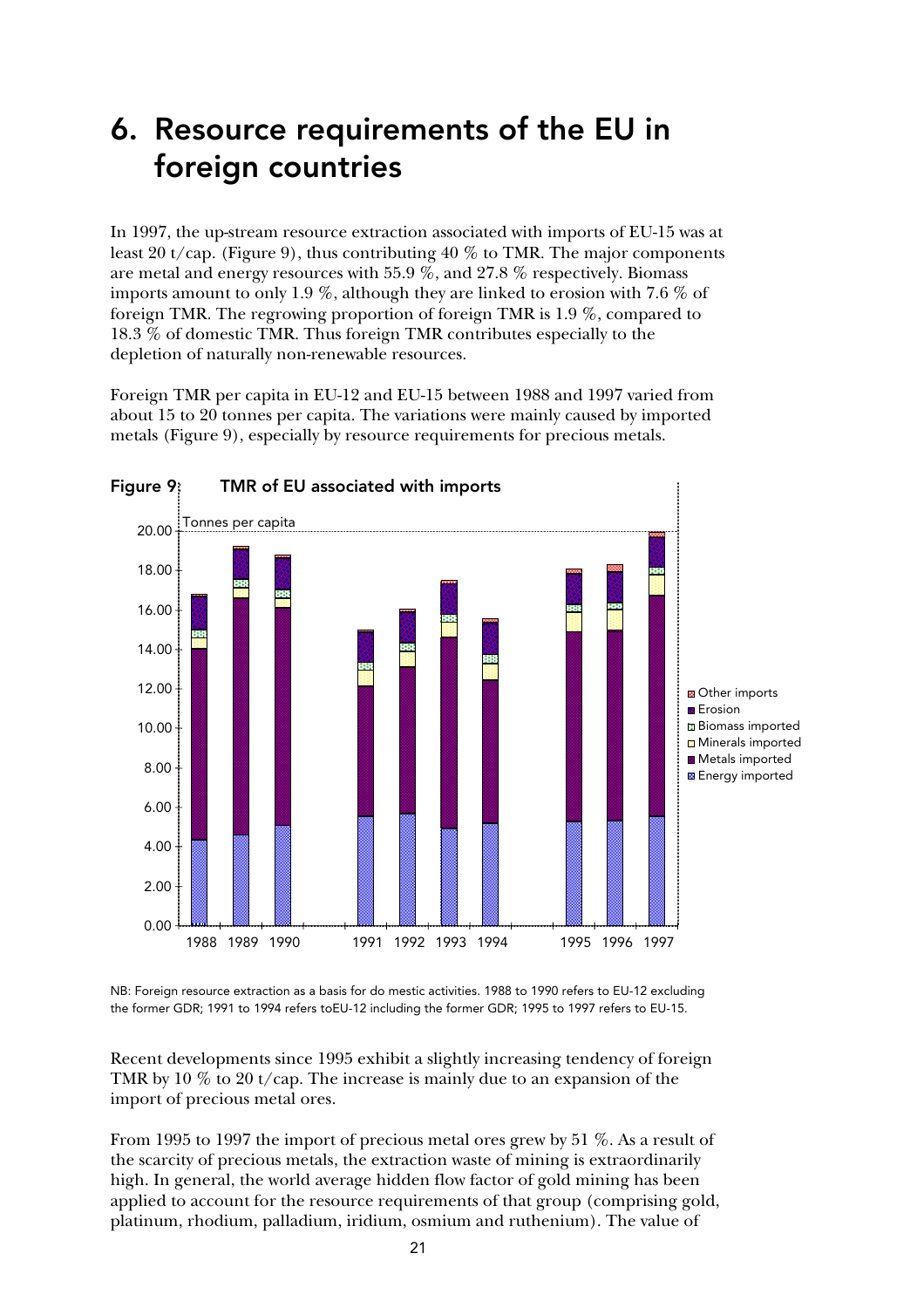# 6. Resource requirements of the EU in foreign countries

In 1997, the up-stream resource extraction associated with imports of EU-15 was at least 20 t/cap. (Figure 9), thus contributing 40 % to TMR. The major components are metal and energy resources with 55.9 %, and 27.8 % respectively. Biomass imports amount to only 1.9 %, although they are linked to erosion with 7.6 % of foreign TMR. The regrowing proportion of foreign TMR is 1.9 %, compared to 18.3 % of domestic TMR. Thus foreign TMR contributes especially to the depletion of naturally non-renewable resources.

Foreign TMR per capita in EU-12 and EU-15 between 1988 and 1997 varied from about 15 to 20 tonnes per capita. The variations were mainly caused by imported metals (Figure 9), especially by resource requirements for precious metals.

**Figure 9: TMR of EU associated with imports**

NB: Foreign resource extraction as a basis for do mestic activities. 1988 to 1990 refers to EU-12 excluding the former GDR; 1991 to 1994 refers toEU-12 including the former GDR; 1995 to 1997 refers to EU-15.

Recent developments since 1995 exhibit a slightly increasing tendency of foreign TMR by 10 % to 20 t/cap. The increase is mainly due to an expansion of the import of precious metal ores.

From 1995 to 1997 the import of precious metal ores grew by 51 %. As a result of the scarcity of precious metals, the extraction waste of mining is extraordinarily high. In general, the world average hidden flow factor of gold mining has been applied to account for the resource requirements of that group (comprising gold, platinum, rhodium, palladium, iridium, osmium and ruthenium). The value of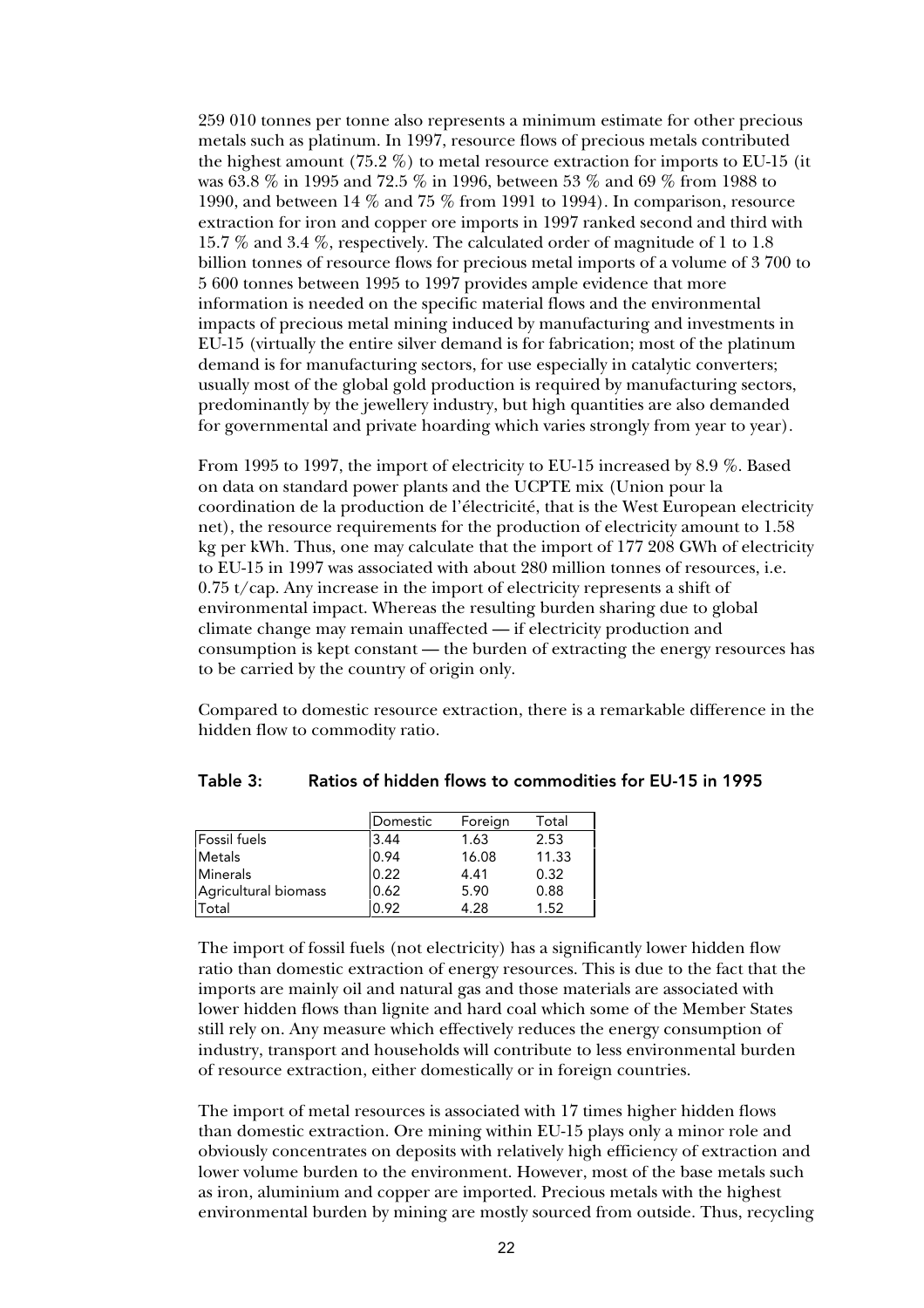259 010 tonnes per tonne also represents a minimum estimate for other precious metals such as platinum. In 1997, resource flows of precious metals contributed the highest amount (75.2 %) to metal resource extraction for imports to EU-15 (it was 63.8 % in 1995 and 72.5 % in 1996, between 53 % and 69 % from 1988 to 1990, and between 14 % and 75 % from 1991 to 1994). In comparison, resource extraction for iron and copper ore imports in 1997 ranked second and third with 15.7 % and 3.4 %, respectively. The calculated order of magnitude of 1 to 1.8 billion tonnes of resource flows for precious metal imports of a volume of 3 700 to 5 600 tonnes between 1995 to 1997 provides ample evidence that more information is needed on the specific material flows and the environmental impacts of precious metal mining induced by manufacturing and investments in EU-15 (virtually the entire silver demand is for fabrication; most of the platinum demand is for manufacturing sectors, for use especially in catalytic converters; usually most of the global gold production is required by manufacturing sectors, predominantly by the jewellery industry, but high quantities are also demanded for governmental and private hoarding which varies strongly from year to year).

From 1995 to 1997, the import of electricity to EU-15 increased by 8.9 %. Based on data on standard power plants and the UCPTE mix (Union pour la coordination de la production de l'électricité, that is the West European electricity net), the resource requirements for the production of electricity amount to 1.58 kg per kWh. Thus, one may calculate that the import of 177 208 GWh of electricity to EU-15 in 1997 was associated with about 280 million tonnes of resources, i.e. 0.75 t/cap. Any increase in the import of electricity represents a shift of environmental impact. Whereas the resulting burden sharing due to global climate change may remain unaffected — if electricity production and consumption is kept constant — the burden of extracting the energy resources has to be carried by the country of origin only.

Compared to domestic resource extraction, there is a remarkable difference in the hidden flow to commodity ratio.

**Table 3: Ratios of hidden flows to commodities for EU-15 in 1995**

| | Domestic | Foreign | Total |
|---|---|---|---|
| Fossil fuels | 3.44 | 1.63 | 2.53 |
| Metals | 0.94 | 16.08 | 11.33 |
| Minerals | 0.22 | 4.41 | 0.32 |
| Agricultural biomass | 0.62 | 5.90 | 0.88 |
| Total | 0.92 | 4.28 | 1.52 |

The import of fossil fuels (not electricity) has a significantly lower hidden flow ratio than domestic extraction of energy resources. This is due to the fact that the imports are mainly oil and natural gas and those materials are associated with lower hidden flows than lignite and hard coal which some of the Member States still rely on. Any measure which effectively reduces the energy consumption of industry, transport and households will contribute to less environmental burden of resource extraction, either domestically or in foreign countries.

The import of metal resources is associated with 17 times higher hidden flows than domestic extraction. Ore mining within EU-15 plays only a minor role and obviously concentrates on deposits with relatively high efficiency of extraction and lower volume burden to the environment. However, most of the base metals such as iron, aluminium and copper are imported. Precious metals with the highest environmental burden by mining are mostly sourced from outside. Thus, recycling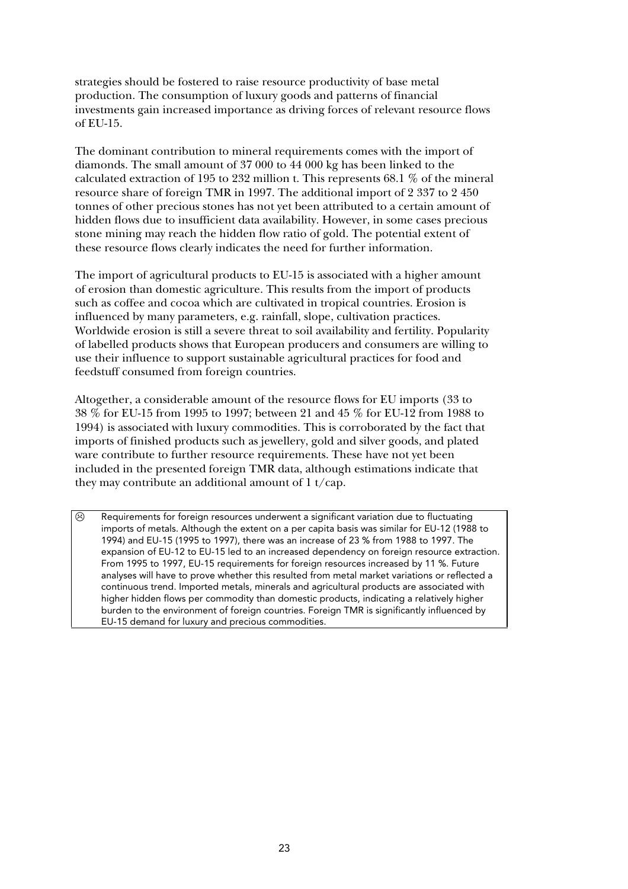strategies should be fostered to raise resource productivity of base metal production. The consumption of luxury goods and patterns of financial investments gain increased importance as driving forces of relevant resource flows of EU-15.

The dominant contribution to mineral requirements comes with the import of diamonds. The small amount of 37 000 to 44 000 kg has been linked to the calculated extraction of 195 to 232 million t. This represents 68.1 % of the mineral resource share of foreign TMR in 1997. The additional import of 2 337 to 2 450 tonnes of other precious stones has not yet been attributed to a certain amount of hidden flows due to insufficient data availability. However, in some cases precious stone mining may reach the hidden flow ratio of gold. The potential extent of these resource flows clearly indicates the need for further information.

The import of agricultural products to EU-15 is associated with a higher amount of erosion than domestic agriculture. This results from the import of products such as coffee and cocoa which are cultivated in tropical countries. Erosion is influenced by many parameters, e.g. rainfall, slope, cultivation practices. Worldwide erosion is still a severe threat to soil availability and fertility. Popularity of labelled products shows that European producers and consumers are willing to use their influence to support sustainable agricultural practices for food and feedstuff consumed from foreign countries.

Altogether, a considerable amount of the resource flows for EU imports (33 to 38 % for EU-15 from 1995 to 1997; between 21 and 45 % for EU-12 from 1988 to 1994) is associated with luxury commodities. This is corroborated by the fact that imports of finished products such as jewellery, gold and silver goods, and plated ware contribute to further resource requirements. These have not yet been included in the presented foreign TMR data, although estimations indicate that they may contribute an additional amount of 1 t/cap.

| ☹ | Requirements for foreign resources underwent a significant variation due to fluctuating imports of metals. Although the extent on a per capita basis was similar for EU-12 (1988 to 1994) and EU-15 (1995 to 1997), there was an increase of 23 % from 1988 to 1997. The expansion of EU-12 to EU-15 led to an increased dependency on foreign resource extraction. From 1995 to 1997, EU-15 requirements for foreign resources increased by 11 %. Future analyses will have to prove whether this resulted from metal market variations or reflected a continuous trend. Imported metals, minerals and agricultural products are associated with higher hidden flows per commodity than domestic products, indicating a relatively higher burden to the environment of foreign countries. Foreign TMR is significantly influenced by EU-15 demand for luxury and precious commodities. |
|---|---|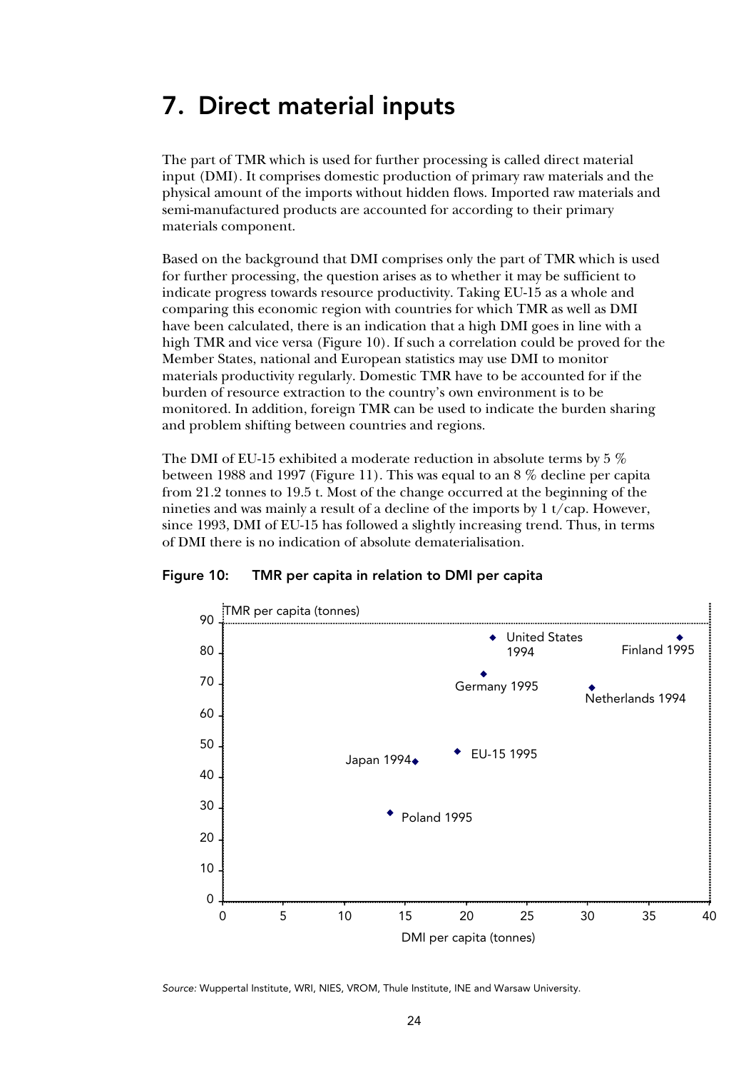# 7. Direct material inputs

The part of TMR which is used for further processing is called direct material input (DMI). It comprises domestic production of primary raw materials and the physical amount of the imports without hidden flows. Imported raw materials and semi-manufactured products are accounted for according to their primary materials component.

Based on the background that DMI comprises only the part of TMR which is used for further processing, the question arises as to whether it may be sufficient to indicate progress towards resource productivity. Taking EU-15 as a whole and comparing this economic region with countries for which TMR as well as DMI have been calculated, there is an indication that a high DMI goes in line with a high TMR and vice versa (Figure 10). If such a correlation could be proved for the Member States, national and European statistics may use DMI to monitor materials productivity regularly. Domestic TMR have to be accounted for if the burden of resource extraction to the country's own environment is to be monitored. In addition, foreign TMR can be used to indicate the burden sharing and problem shifting between countries and regions.

The DMI of EU-15 exhibited a moderate reduction in absolute terms by 5 % between 1988 and 1997 (Figure 11). This was equal to an 8 % decline per capita from 21.2 tonnes to 19.5 t. Most of the change occurred at the beginning of the nineties and was mainly a result of a decline of the imports by 1 t/cap. However, since 1993, DMI of EU-15 has followed a slightly increasing trend. Thus, in terms of DMI there is no indication of absolute dematerialisation.

**Figure 10: TMR per capita in relation to DMI per capita**

*Source:* Wuppertal Institute, WRI, NIES, VROM, Thule Institute, INE and Warsaw University.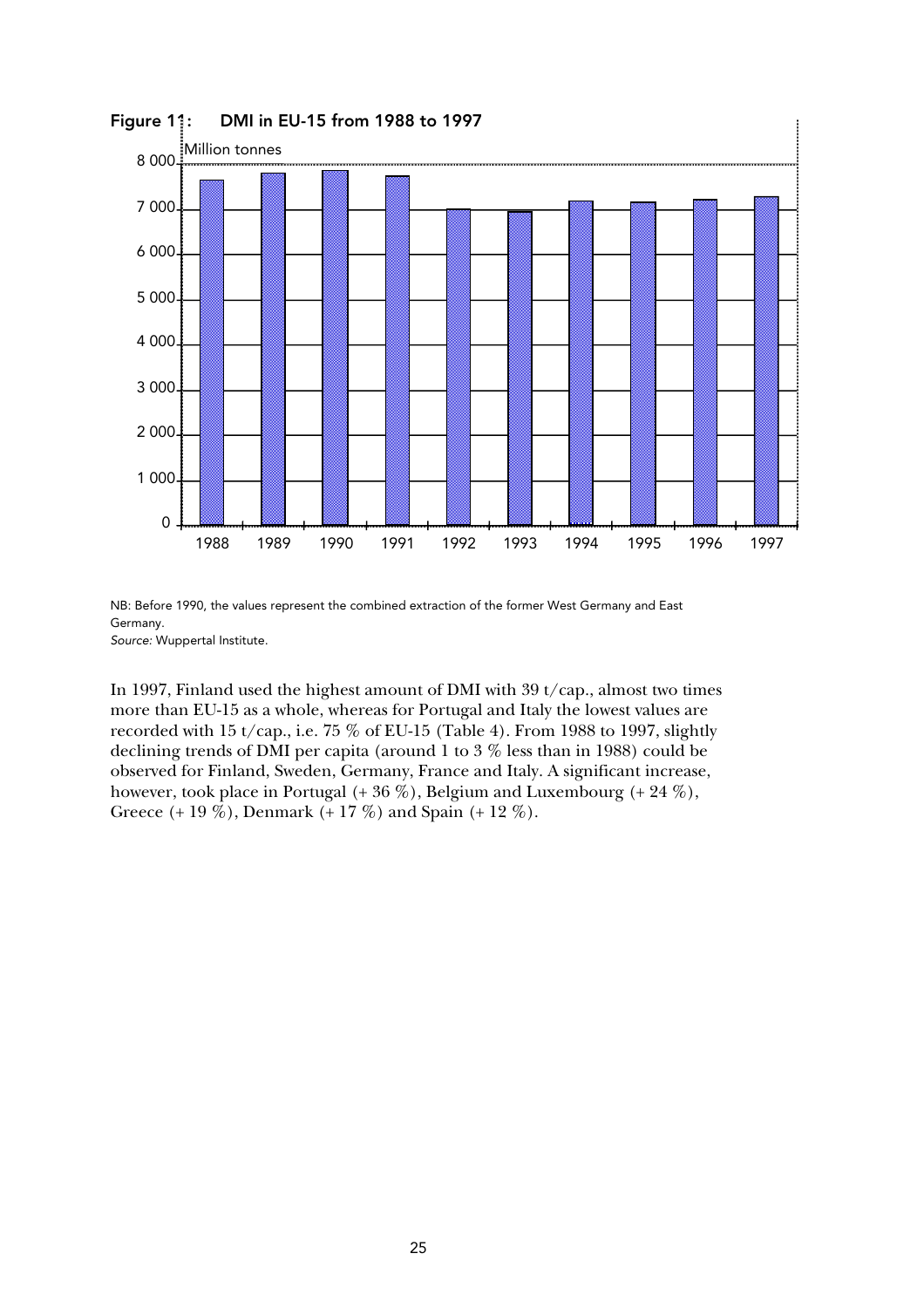**Figure 11: DMI in EU-15 from 1988 to 1997**

NB: Before 1990, the values represent the combined extraction of the former West Germany and East Germany.
*Source:* Wuppertal Institute.

In 1997, Finland used the highest amount of DMI with 39 t/cap., almost two times more than EU-15 as a whole, whereas for Portugal and Italy the lowest values are recorded with 15 t/cap., i.e. 75 % of EU-15 (Table 4). From 1988 to 1997, slightly declining trends of DMI per capita (around 1 to 3 % less than in 1988) could be observed for Finland, Sweden, Germany, France and Italy. A significant increase, however, took place in Portugal (+ 36 %), Belgium and Luxembourg (+ 24 %), Greece (+ 19 %), Denmark (+ 17 %) and Spain (+ 12 %).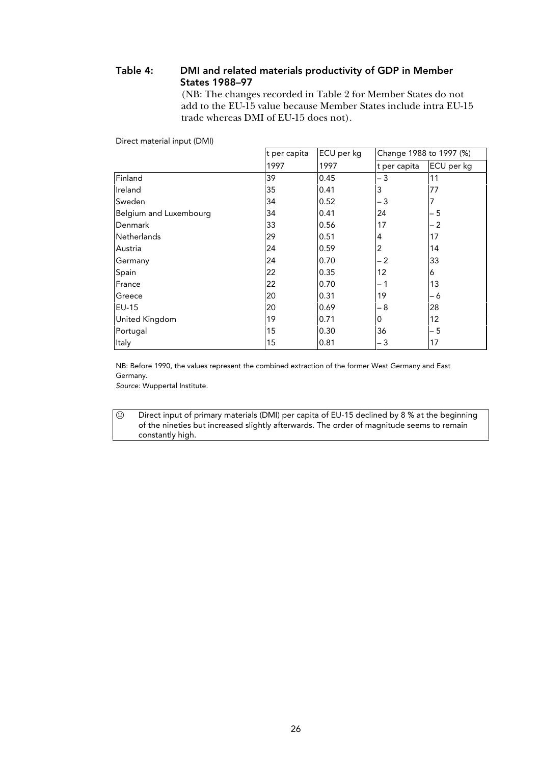### Table 4: DMI and related materials productivity of GDP in Member States 1988–97

(NB: The changes recorded in Table 2 for Member States do not add to the EU-15 value because Member States include intra EU-15 trade whereas DMI of EU-15 does not).

Direct material input (DMI)

| | t per capita | ECU per kg | Change 1988 to 1997 (%) | |
|---|---|---|---|---|
| | 1997 | 1997 | t per capita | ECU per kg |
| Finland | 39 | 0.45 | – 3 | 11 |
| Ireland | 35 | 0.41 | 3 | 77 |
| Sweden | 34 | 0.52 | – 3 | 7 |
| Belgium and Luxembourg | 34 | 0.41 | 24 | – 5 |
| Denmark | 33 | 0.56 | 17 | – 2 |
| Netherlands | 29 | 0.51 | 4 | 17 |
| Austria | 24 | 0.59 | 2 | 14 |
| Germany | 24 | 0.70 | – 2 | 33 |
| Spain | 22 | 0.35 | 12 | 6 |
| France | 22 | 0.70 | – 1 | 13 |
| Greece | 20 | 0.31 | 19 | – 6 |
| EU-15 | 20 | 0.69 | – 8 | 28 |
| United Kingdom | 19 | 0.71 | 0 | 12 |
| Portugal | 15 | 0.30 | 36 | – 5 |
| Italy | 15 | 0.81 | – 3 | 17 |

NB: Before 1990, the values represent the combined extraction of the former West Germany and East Germany.

*Source:* Wuppertal Institute.

☹ Direct input of primary materials (DMI) per capita of EU-15 declined by 8 % at the beginning of the nineties but increased slightly afterwards. The order of magnitude seems to remain constantly high.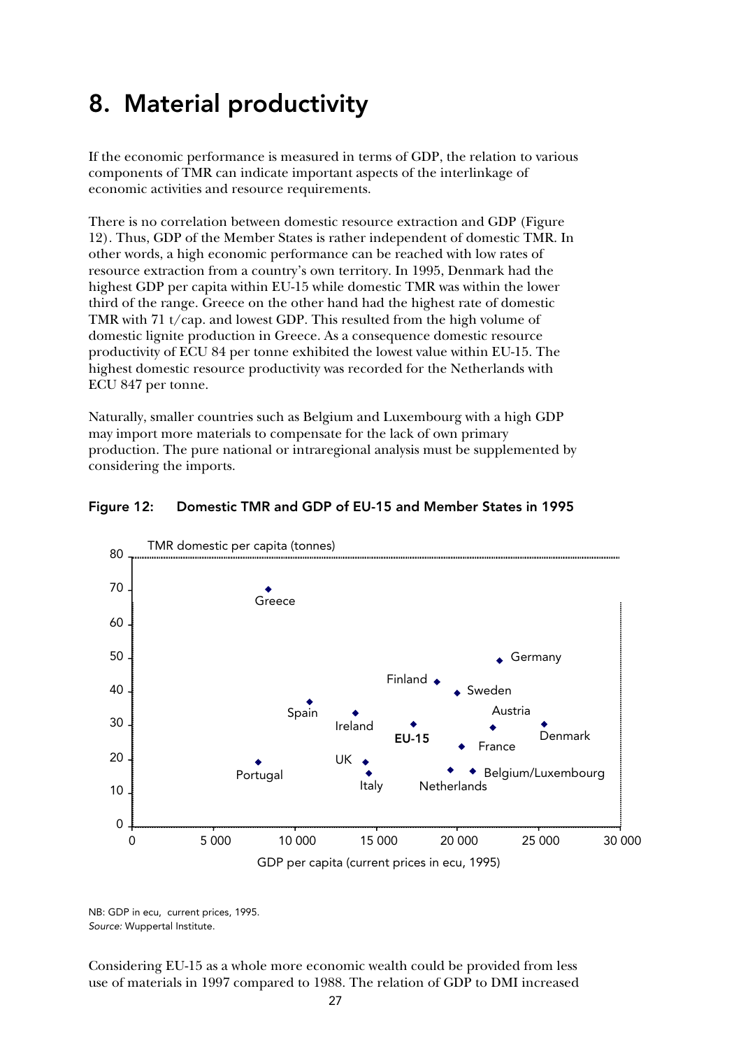# 8. Material productivity

If the economic performance is measured in terms of GDP, the relation to various components of TMR can indicate important aspects of the interlinkage of economic activities and resource requirements.

There is no correlation between domestic resource extraction and GDP (Figure 12). Thus, GDP of the Member States is rather independent of domestic TMR. In other words, a high economic performance can be reached with low rates of resource extraction from a country's own territory. In 1995, Denmark had the highest GDP per capita within EU-15 while domestic TMR was within the lower third of the range. Greece on the other hand had the highest rate of domestic TMR with 71 t/cap. and lowest GDP. This resulted from the high volume of domestic lignite production in Greece. As a consequence domestic resource productivity of ECU 84 per tonne exhibited the lowest value within EU-15. The highest domestic resource productivity was recorded for the Netherlands with ECU 847 per tonne.

Naturally, smaller countries such as Belgium and Luxembourg with a high GDP may import more materials to compensate for the lack of own primary production. The pure national or intraregional analysis must be supplemented by considering the imports.

**Figure 12: Domestic TMR and GDP of EU-15 and Member States in 1995**

NB: GDP in ecu, current prices, 1995.
*Source:* Wuppertal Institute.

Considering EU-15 as a whole more economic wealth could be provided from less use of materials in 1997 compared to 1988. The relation of GDP to DMI increased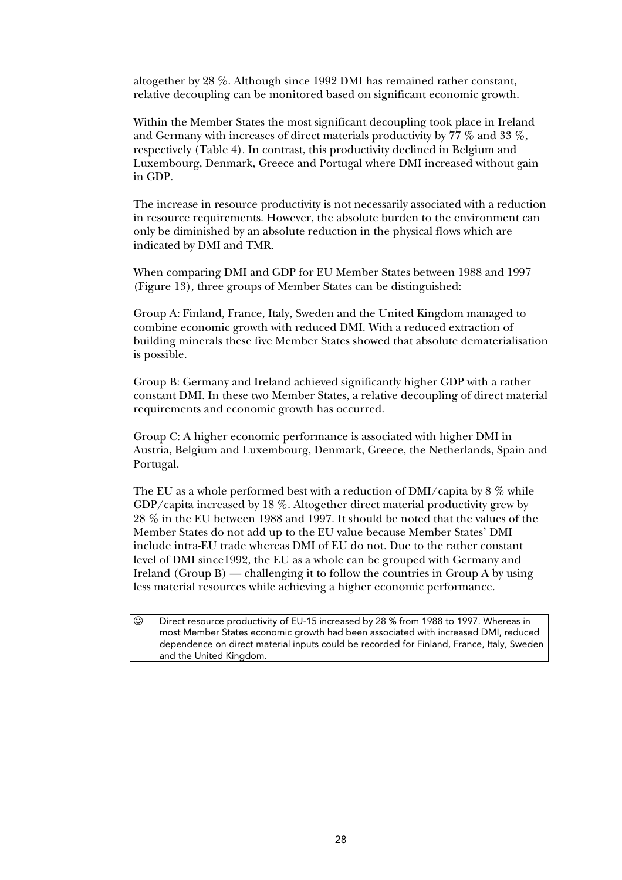altogether by 28 %. Although since 1992 DMI has remained rather constant, relative decoupling can be monitored based on significant economic growth.

Within the Member States the most significant decoupling took place in Ireland and Germany with increases of direct materials productivity by 77 % and 33 %, respectively (Table 4). In contrast, this productivity declined in Belgium and Luxembourg, Denmark, Greece and Portugal where DMI increased without gain in GDP.

The increase in resource productivity is not necessarily associated with a reduction in resource requirements. However, the absolute burden to the environment can only be diminished by an absolute reduction in the physical flows which are indicated by DMI and TMR.

When comparing DMI and GDP for EU Member States between 1988 and 1997 (Figure 13), three groups of Member States can be distinguished:

Group A: Finland, France, Italy, Sweden and the United Kingdom managed to combine economic growth with reduced DMI. With a reduced extraction of building minerals these five Member States showed that absolute dematerialisation is possible.

Group B: Germany and Ireland achieved significantly higher GDP with a rather constant DMI. In these two Member States, a relative decoupling of direct material requirements and economic growth has occurred.

Group C: A higher economic performance is associated with higher DMI in Austria, Belgium and Luxembourg, Denmark, Greece, the Netherlands, Spain and Portugal.

The EU as a whole performed best with a reduction of DMI/capita by 8 % while GDP/capita increased by 18 %. Altogether direct material productivity grew by 28 % in the EU between 1988 and 1997. It should be noted that the values of the Member States do not add up to the EU value because Member States' DMI include intra-EU trade whereas DMI of EU do not. Due to the rather constant level of DMI since1992, the EU as a whole can be grouped with Germany and Ireland (Group B) — challenging it to follow the countries in Group A by using less material resources while achieving a higher economic performance.

| ☺ | Direct resource productivity of EU-15 increased by 28 % from 1988 to 1997. Whereas in most Member States economic growth had been associated with increased DMI, reduced dependence on direct material inputs could be recorded for Finland, France, Italy, Sweden and the United Kingdom. |
|---|---|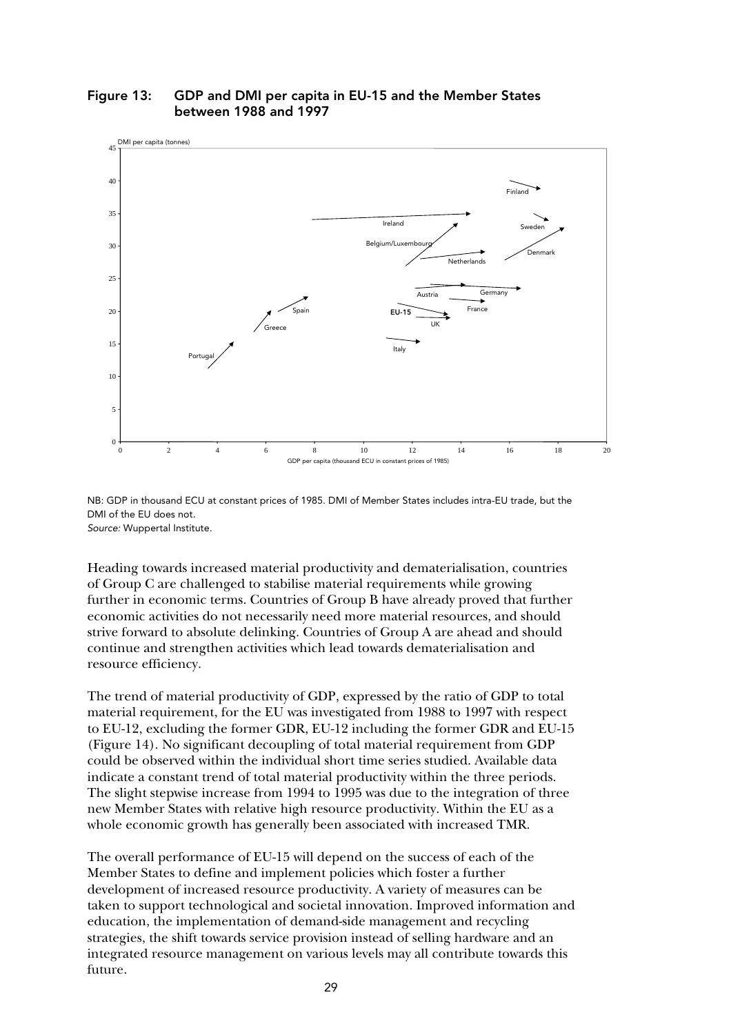**Figure 13: GDP and DMI per capita in EU-15 and the Member States between 1988 and 1997**

NB: GDP in thousand ECU at constant prices of 1985. DMI of Member States includes intra-EU trade, but the DMI of the EU does not.
*Source:* Wuppertal Institute.

Heading towards increased material productivity and dematerialisation, countries of Group C are challenged to stabilise material requirements while growing further in economic terms. Countries of Group B have already proved that further economic activities do not necessarily need more material resources, and should strive forward to absolute delinking. Countries of Group A are ahead and should continue and strengthen activities which lead towards dematerialisation and resource efficiency.

The trend of material productivity of GDP, expressed by the ratio of GDP to total material requirement, for the EU was investigated from 1988 to 1997 with respect to EU-12, excluding the former GDR, EU-12 including the former GDR and EU-15 (Figure 14). No significant decoupling of total material requirement from GDP could be observed within the individual short time series studied. Available data indicate a constant trend of total material productivity within the three periods. The slight stepwise increase from 1994 to 1995 was due to the integration of three new Member States with relative high resource productivity. Within the EU as a whole economic growth has generally been associated with increased TMR.

The overall performance of EU-15 will depend on the success of each of the Member States to define and implement policies which foster a further development of increased resource productivity. A variety of measures can be taken to support technological and societal innovation. Improved information and education, the implementation of demand-side management and recycling strategies, the shift towards service provision instead of selling hardware and an integrated resource management on various levels may all contribute towards this future.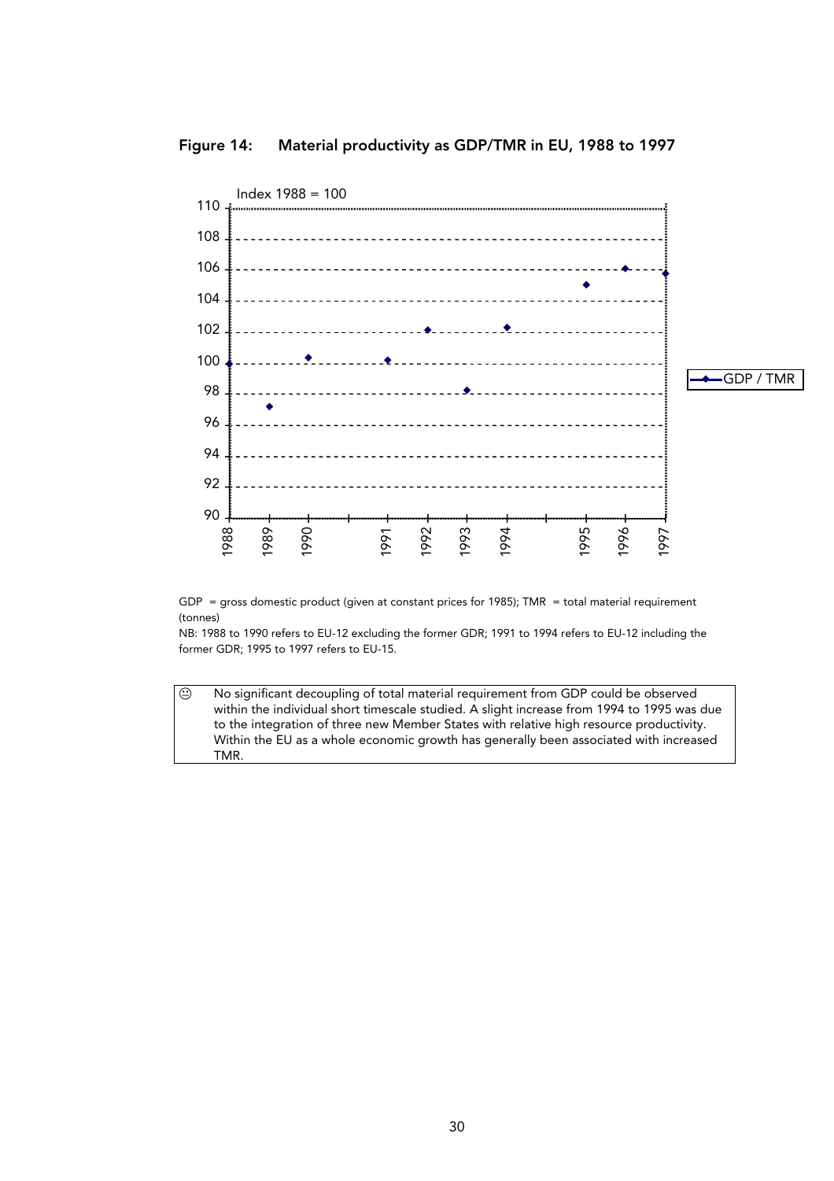**Figure 14: Material productivity as GDP/TMR in EU, 1988 to 1997**

GDP = gross domestic product (given at constant prices for 1985); TMR = total material requirement (tonnes)

NB: 1988 to 1990 refers to EU-12 excluding the former GDR; 1991 to 1994 refers to EU-12 including the former GDR; 1995 to 1997 refers to EU-15.

> ☹ No significant decoupling of total material requirement from GDP could be observed within the individual short timescale studied. A slight increase from 1994 to 1995 was due to the integration of three new Member States with relative high resource productivity. Within the EU as a whole economic growth has generally been associated with increased TMR.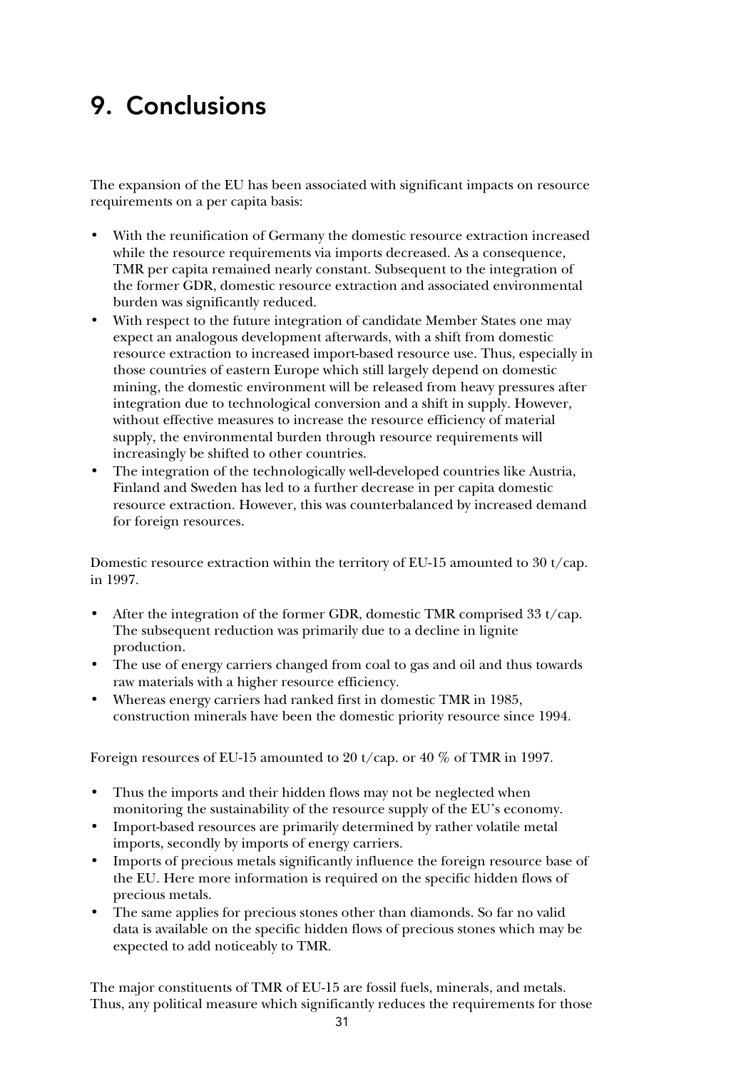# 9. Conclusions

The expansion of the EU has been associated with significant impacts on resource requirements on a per capita basis:

- With the reunification of Germany the domestic resource extraction increased while the resource requirements via imports decreased. As a consequence, TMR per capita remained nearly constant. Subsequent to the integration of the former GDR, domestic resource extraction and associated environmental burden was significantly reduced.
- With respect to the future integration of candidate Member States one may expect an analogous development afterwards, with a shift from domestic resource extraction to increased import-based resource use. Thus, especially in those countries of eastern Europe which still largely depend on domestic mining, the domestic environment will be released from heavy pressures after integration due to technological conversion and a shift in supply. However, without effective measures to increase the resource efficiency of material supply, the environmental burden through resource requirements will increasingly be shifted to other countries.
- The integration of the technologically well-developed countries like Austria, Finland and Sweden has led to a further decrease in per capita domestic resource extraction. However, this was counterbalanced by increased demand for foreign resources.

Domestic resource extraction within the territory of EU-15 amounted to 30 t/cap. in 1997.

- After the integration of the former GDR, domestic TMR comprised 33 t/cap. The subsequent reduction was primarily due to a decline in lignite production.
- The use of energy carriers changed from coal to gas and oil and thus towards raw materials with a higher resource efficiency.
- Whereas energy carriers had ranked first in domestic TMR in 1985, construction minerals have been the domestic priority resource since 1994.

Foreign resources of EU-15 amounted to 20 t/cap. or 40 % of TMR in 1997.

- Thus the imports and their hidden flows may not be neglected when monitoring the sustainability of the resource supply of the EU's economy.
- Import-based resources are primarily determined by rather volatile metal imports, secondly by imports of energy carriers.
- Imports of precious metals significantly influence the foreign resource base of the EU. Here more information is required on the specific hidden flows of precious metals.
- The same applies for precious stones other than diamonds. So far no valid data is available on the specific hidden flows of precious stones which may be expected to add noticeably to TMR.

The major constituents of TMR of EU-15 are fossil fuels, minerals, and metals. Thus, any political measure which significantly reduces the requirements for those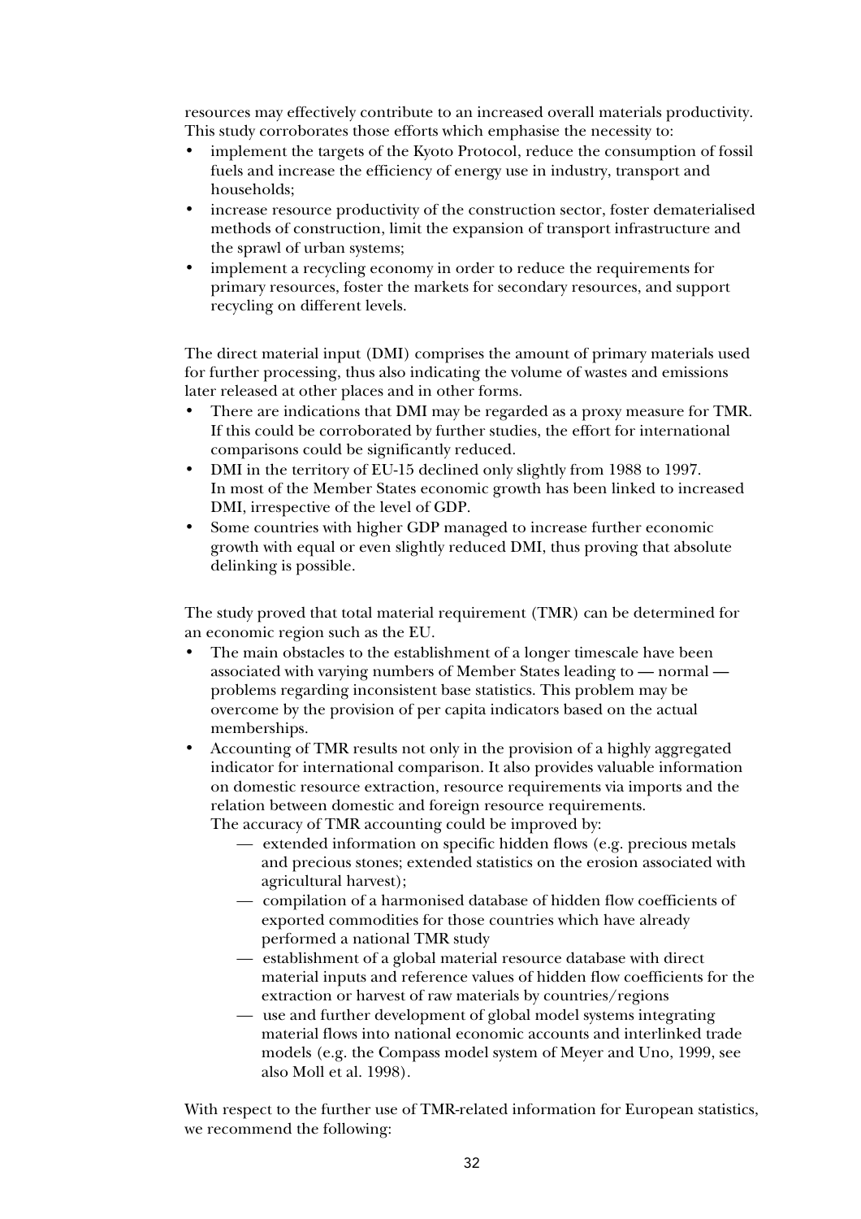resources may effectively contribute to an increased overall materials productivity. This study corroborates those efforts which emphasise the necessity to:

- implement the targets of the Kyoto Protocol, reduce the consumption of fossil fuels and increase the efficiency of energy use in industry, transport and households;
- increase resource productivity of the construction sector, foster dematerialised methods of construction, limit the expansion of transport infrastructure and the sprawl of urban systems;
- implement a recycling economy in order to reduce the requirements for primary resources, foster the markets for secondary resources, and support recycling on different levels.

The direct material input (DMI) comprises the amount of primary materials used for further processing, thus also indicating the volume of wastes and emissions later released at other places and in other forms.

- There are indications that DMI may be regarded as a proxy measure for TMR. If this could be corroborated by further studies, the effort for international comparisons could be significantly reduced.
- DMI in the territory of EU-15 declined only slightly from 1988 to 1997. In most of the Member States economic growth has been linked to increased DMI, irrespective of the level of GDP.
- Some countries with higher GDP managed to increase further economic growth with equal or even slightly reduced DMI, thus proving that absolute delinking is possible.

The study proved that total material requirement (TMR) can be determined for an economic region such as the EU.

- The main obstacles to the establishment of a longer timescale have been associated with varying numbers of Member States leading to — normal — problems regarding inconsistent base statistics. This problem may be overcome by the provision of per capita indicators based on the actual memberships.
- Accounting of TMR results not only in the provision of a highly aggregated indicator for international comparison. It also provides valuable information on domestic resource extraction, resource requirements via imports and the relation between domestic and foreign resource requirements.
  The accuracy of TMR accounting could be improved by:
  - extended information on specific hidden flows (e.g. precious metals and precious stones; extended statistics on the erosion associated with agricultural harvest);
  - compilation of a harmonised database of hidden flow coefficients of exported commodities for those countries which have already performed a national TMR study
  - establishment of a global material resource database with direct material inputs and reference values of hidden flow coefficients for the extraction or harvest of raw materials by countries/regions
  - use and further development of global model systems integrating material flows into national economic accounts and interlinked trade models (e.g. the Compass model system of Meyer and Uno, 1999, see also Moll et al. 1998).

With respect to the further use of TMR-related information for European statistics, we recommend the following: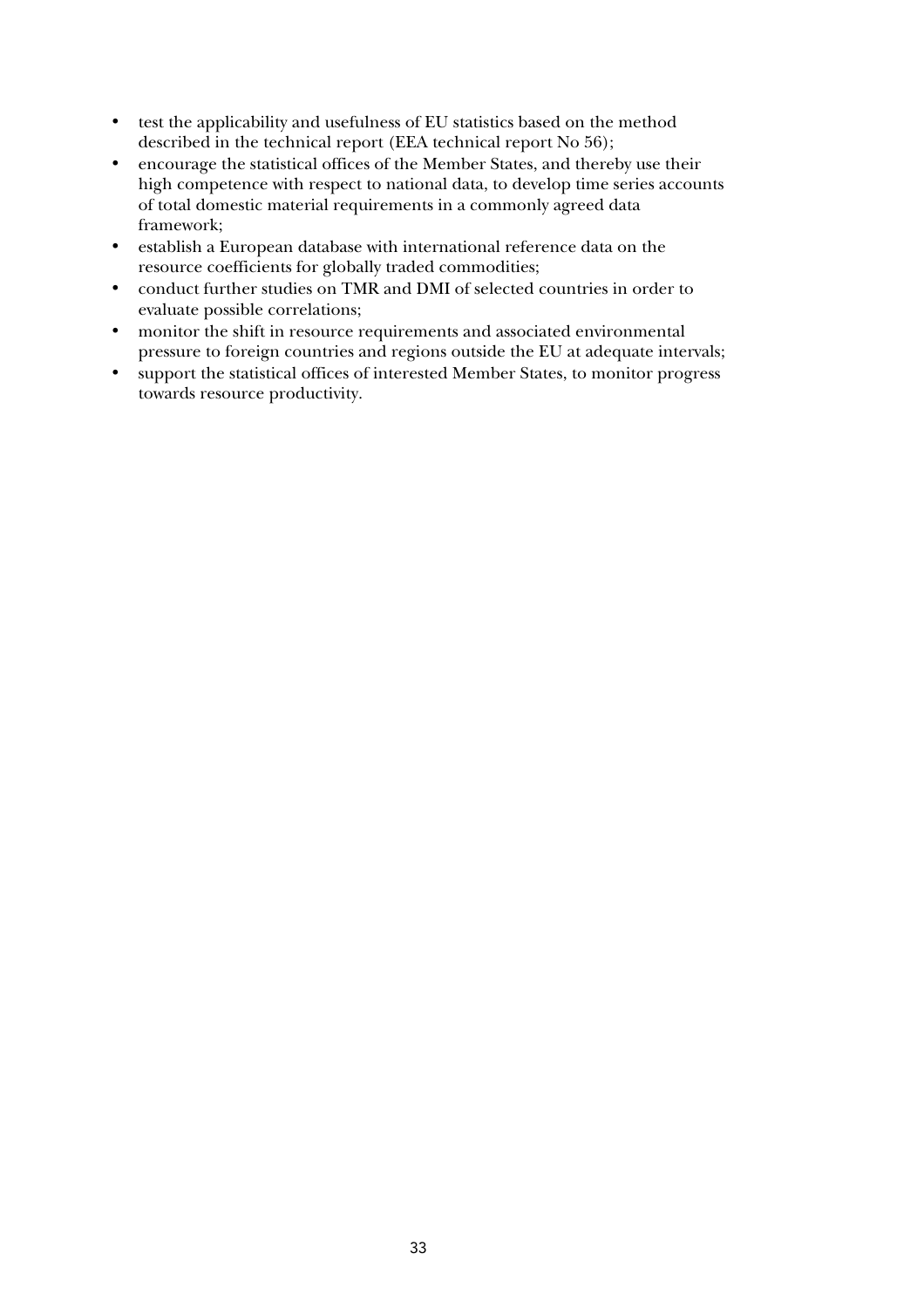- test the applicability and usefulness of EU statistics based on the method described in the technical report (EEA technical report No 56);
- encourage the statistical offices of the Member States, and thereby use their high competence with respect to national data, to develop time series accounts of total domestic material requirements in a commonly agreed data framework;
- establish a European database with international reference data on the resource coefficients for globally traded commodities;
- conduct further studies on TMR and DMI of selected countries in order to evaluate possible correlations;
- monitor the shift in resource requirements and associated environmental pressure to foreign countries and regions outside the EU at adequate intervals;
- support the statistical offices of interested Member States, to monitor progress towards resource productivity.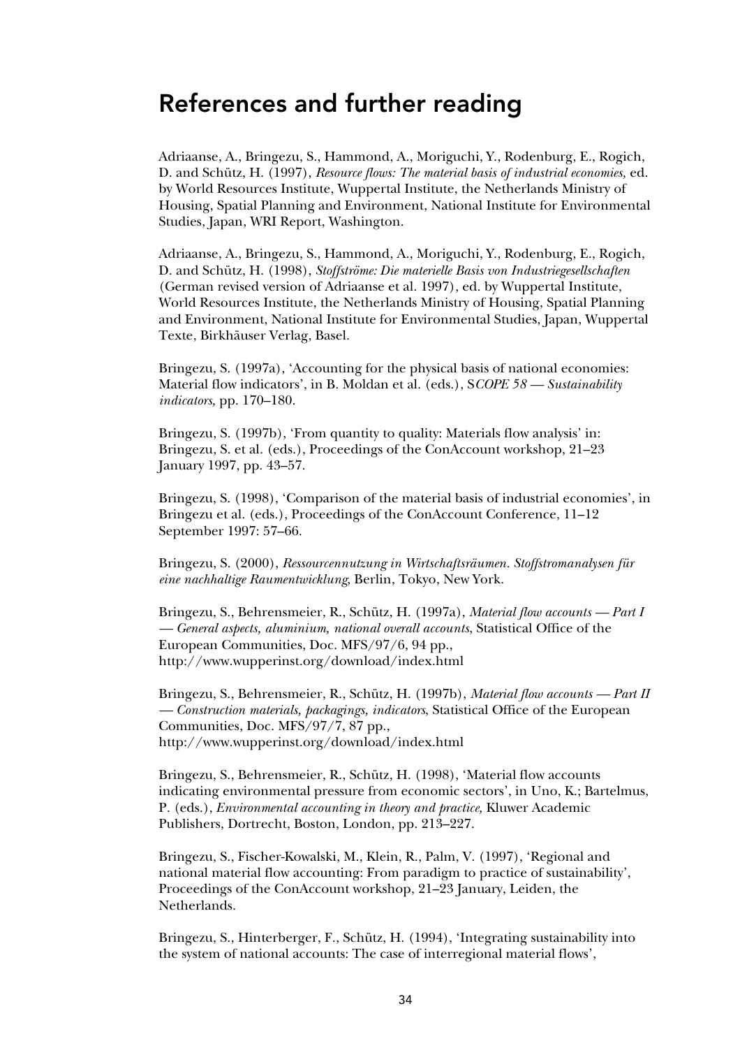# References and further reading

Adriaanse, A., Bringezu, S., Hammond, A., Moriguchi, Y., Rodenburg, E., Rogich, D. and Schütz, H. (1997), *Resource flows: The material basis of industrial economies,* ed. by World Resources Institute, Wuppertal Institute, the Netherlands Ministry of Housing, Spatial Planning and Environment, National Institute for Environmental Studies, Japan, WRI Report, Washington.

Adriaanse, A., Bringezu, S., Hammond, A., Moriguchi, Y., Rodenburg, E., Rogich, D. and Schütz, H. (1998), *Stoffströme: Die materielle Basis von Industriegesellschaften* (German revised version of Adriaanse et al. 1997), ed. by Wuppertal Institute, World Resources Institute, the Netherlands Ministry of Housing, Spatial Planning and Environment, National Institute for Environmental Studies, Japan, Wuppertal Texte, Birkhäuser Verlag, Basel.

Bringezu, S. (1997a), 'Accounting for the physical basis of national economies: Material flow indicators', in B. Moldan et al. (eds.), S*COPE 58 — Sustainability indicators,* pp. 170–180.

Bringezu, S. (1997b), 'From quantity to quality: Materials flow analysis' in: Bringezu, S. et al. (eds.), Proceedings of the ConAccount workshop, 21–23 January 1997, pp. 43–57.

Bringezu, S. (1998), 'Comparison of the material basis of industrial economies', in Bringezu et al. (eds.), Proceedings of the ConAccount Conference, 11–12 September 1997: 57–66.

Bringezu, S. (2000), *Ressourcennutzung in Wirtschaftsräumen. Stoffstromanalysen für eine nachhaltige Raumentwicklung*, Berlin, Tokyo, New York.

Bringezu, S., Behrensmeier, R., Schütz, H. (1997a), *Material flow accounts — Part I — General aspects, aluminium, national overall accounts*, Statistical Office of the European Communities, Doc. MFS/97/6, 94 pp., http://www.wupperinst.org/download/index.html

Bringezu, S., Behrensmeier, R., Schütz, H. (1997b), *Material flow accounts — Part II — Construction materials, packagings, indicators*, Statistical Office of the European Communities, Doc. MFS/97/7, 87 pp., http://www.wupperinst.org/download/index.html

Bringezu, S., Behrensmeier, R., Schütz, H. (1998), 'Material flow accounts indicating environmental pressure from economic sectors', in Uno, K.; Bartelmus, P. (eds.), *Environmental accounting in theory and practice,* Kluwer Academic Publishers, Dortrecht, Boston, London, pp. 213–227.

Bringezu, S., Fischer-Kowalski, M., Klein, R., Palm, V. (1997), 'Regional and national material flow accounting: From paradigm to practice of sustainability', Proceedings of the ConAccount workshop, 21–23 January, Leiden, the Netherlands.

Bringezu, S., Hinterberger, F., Schütz, H. (1994), 'Integrating sustainability into the system of national accounts: The case of interregional material flows',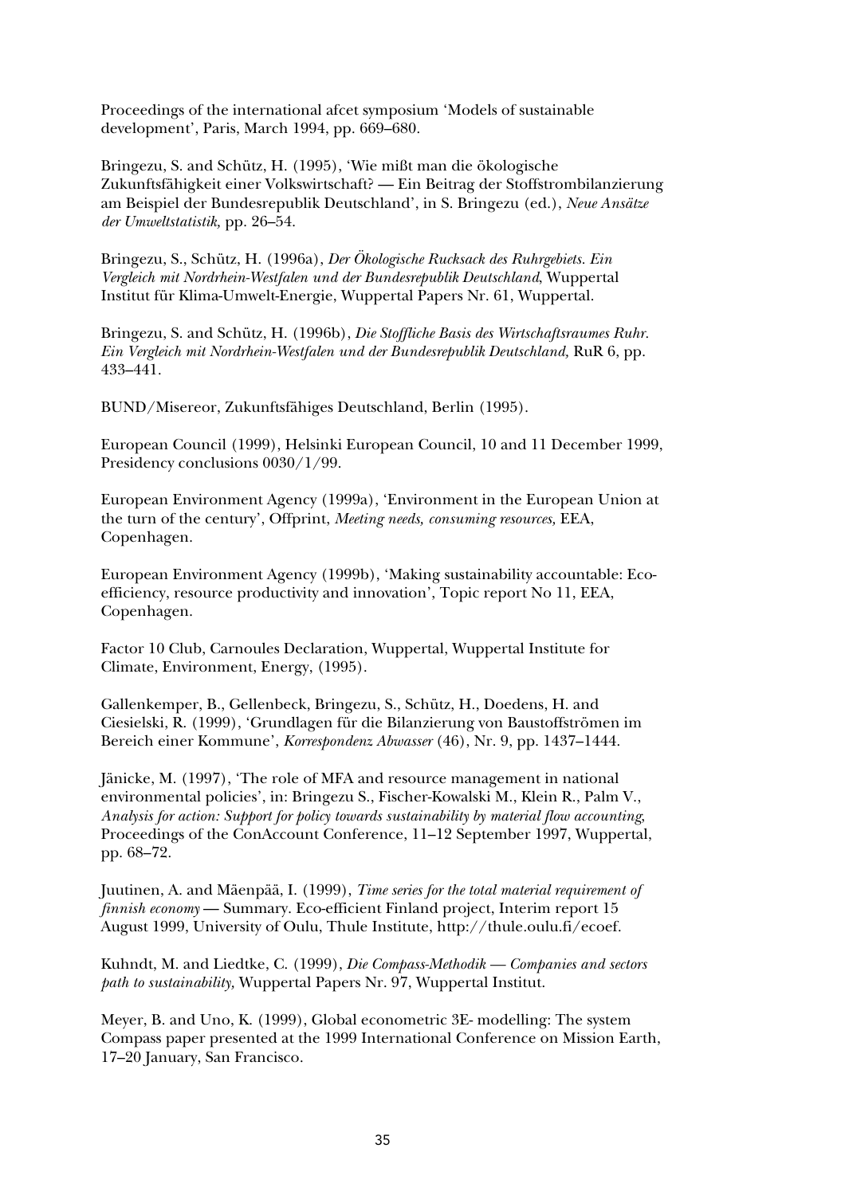Proceedings of the international afcet symposium 'Models of sustainable development', Paris, March 1994, pp. 669–680.

Bringezu, S. and Schütz, H. (1995), 'Wie mißt man die ökologische Zukunftsfähigkeit einer Volkswirtschaft? — Ein Beitrag der Stoffstrombilanzierung am Beispiel der Bundesrepublik Deutschland', in S. Bringezu (ed.), *Neue Ansätze der Umweltstatistik,* pp. 26–54.

Bringezu, S., Schütz, H. (1996a), *Der Ökologische Rucksack des Ruhrgebiets. Ein Vergleich mit Nordrhein-Westfalen und der Bundesrepublik Deutschland*, Wuppertal Institut für Klima-Umwelt-Energie, Wuppertal Papers Nr. 61, Wuppertal.

Bringezu, S. and Schütz, H. (1996b), *Die Stoffliche Basis des Wirtschaftsraumes Ruhr. Ein Vergleich mit Nordrhein-Westfalen und der Bundesrepublik Deutschland,* RuR 6, pp. 433–441.

BUND/Misereor, Zukunftsfähiges Deutschland, Berlin (1995).

European Council (1999), Helsinki European Council, 10 and 11 December 1999, Presidency conclusions 0030/1/99.

European Environment Agency (1999a), 'Environment in the European Union at the turn of the century', Offprint, *Meeting needs, consuming resources,* EEA, Copenhagen.

European Environment Agency (1999b), 'Making sustainability accountable: Eco-efficiency, resource productivity and innovation', Topic report No 11, EEA, Copenhagen.

Factor 10 Club, Carnoules Declaration, Wuppertal, Wuppertal Institute for Climate, Environment, Energy, (1995).

Gallenkemper, B., Gellenbeck, Bringezu, S., Schütz, H., Doedens, H. and Ciesielski, R. (1999), 'Grundlagen für die Bilanzierung von Baustoffströmen im Bereich einer Kommune', *Korrespondenz Abwasser* (46), Nr. 9, pp. 1437–1444.

Jänicke, M. (1997), 'The role of MFA and resource management in national environmental policies', in: Bringezu S., Fischer-Kowalski M., Klein R., Palm V., *Analysis for action: Support for policy towards sustainability by material flow accounting*, Proceedings of the ConAccount Conference, 11–12 September 1997, Wuppertal, pp. 68–72.

Juutinen, A. and Mäenpää, I. (1999), *Time series for the total material requirement of finnish economy* — Summary. Eco-efficient Finland project, Interim report 15 August 1999, University of Oulu, Thule Institute, http://thule.oulu.fi/ecoef.

Kuhndt, M. and Liedtke, C. (1999), *Die Compass-Methodik — Companies and sectors path to sustainability,* Wuppertal Papers Nr. 97, Wuppertal Institut.

Meyer, B. and Uno, K. (1999), Global econometric 3E- modelling: The system Compass paper presented at the 1999 International Conference on Mission Earth, 17–20 January, San Francisco.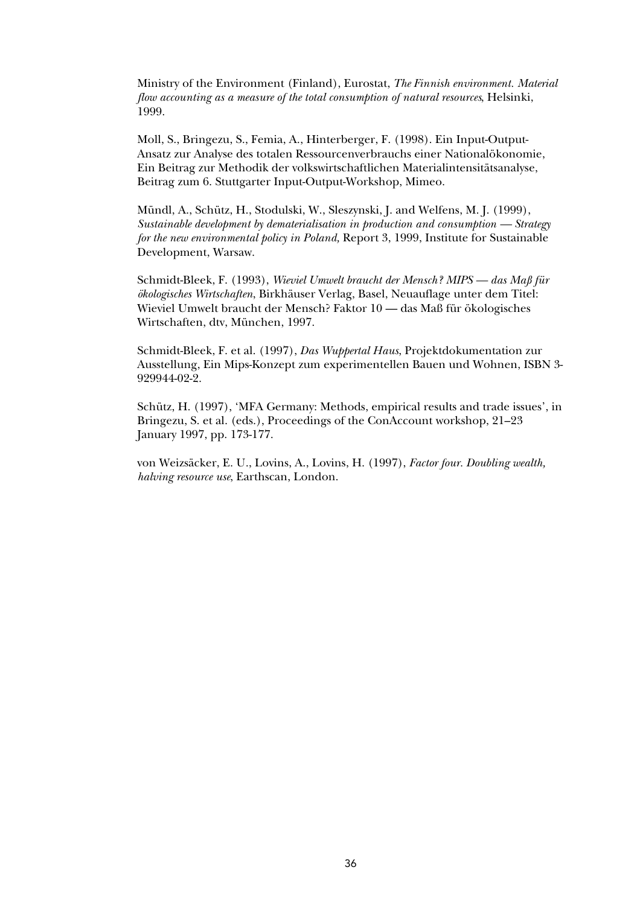Ministry of the Environment (Finland), Eurostat, *The Finnish environment. Material flow accounting as a measure of the total consumption of natural resources*, Helsinki, 1999.

Moll, S., Bringezu, S., Femia, A., Hinterberger, F. (1998). Ein Input-Output-Ansatz zur Analyse des totalen Ressourcenverbrauchs einer Nationalökonomie, Ein Beitrag zur Methodik der volkswirtschaftlichen Materialintensitätsanalyse, Beitrag zum 6. Stuttgarter Input-Output-Workshop, Mimeo.

Mündl, A., Schütz, H., Stodulski, W., Sleszynski, J. and Welfens, M. J. (1999), *Sustainable development by dematerialisation in production and consumption — Strategy for the new environmental policy in Poland,* Report 3, 1999, Institute for Sustainable Development, Warsaw.

Schmidt-Bleek, F. (1993), *Wieviel Umwelt braucht der Mensch? MIPS — das Maß für ökologisches Wirtschaften*, Birkhäuser Verlag, Basel, Neuauflage unter dem Titel: Wieviel Umwelt braucht der Mensch? Faktor 10 — das Maß für ökologisches Wirtschaften, dtv, München, 1997.

Schmidt-Bleek, F. et al. (1997), *Das Wuppertal Haus*, Projektdokumentation zur Ausstellung, Ein Mips-Konzept zum experimentellen Bauen und Wohnen, ISBN 3-929944-02-2.

Schütz, H. (1997), 'MFA Germany: Methods, empirical results and trade issues', in Bringezu, S. et al. (eds.), Proceedings of the ConAccount workshop, 21–23 January 1997, pp. 173-177.

von Weizsäcker, E. U., Lovins, A., Lovins, H. (1997), *Factor four. Doubling wealth, halving resource use*, Earthscan, London.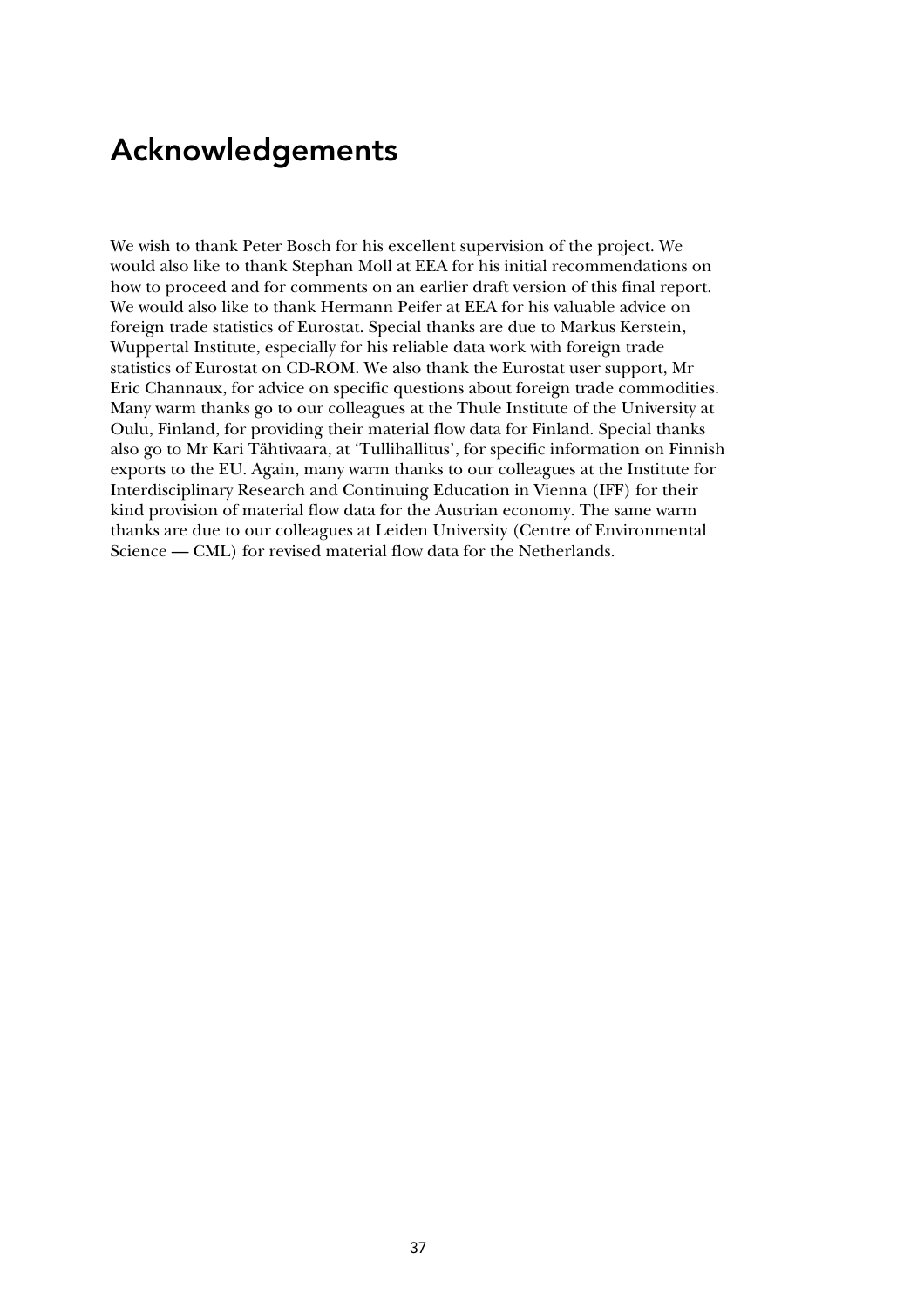# Acknowledgements

We wish to thank Peter Bosch for his excellent supervision of the project. We would also like to thank Stephan Moll at EEA for his initial recommendations on how to proceed and for comments on an earlier draft version of this final report. We would also like to thank Hermann Peifer at EEA for his valuable advice on foreign trade statistics of Eurostat. Special thanks are due to Markus Kerstein, Wuppertal Institute, especially for his reliable data work with foreign trade statistics of Eurostat on CD-ROM. We also thank the Eurostat user support, Mr Eric Channaux, for advice on specific questions about foreign trade commodities. Many warm thanks go to our colleagues at the Thule Institute of the University at Oulu, Finland, for providing their material flow data for Finland. Special thanks also go to Mr Kari Tähtivaara, at 'Tullihallitus', for specific information on Finnish exports to the EU. Again, many warm thanks to our colleagues at the Institute for Interdisciplinary Research and Continuing Education in Vienna (IFF) for their kind provision of material flow data for the Austrian economy. The same warm thanks are due to our colleagues at Leiden University (Centre of Environmental Science — CML) for revised material flow data for the Netherlands.